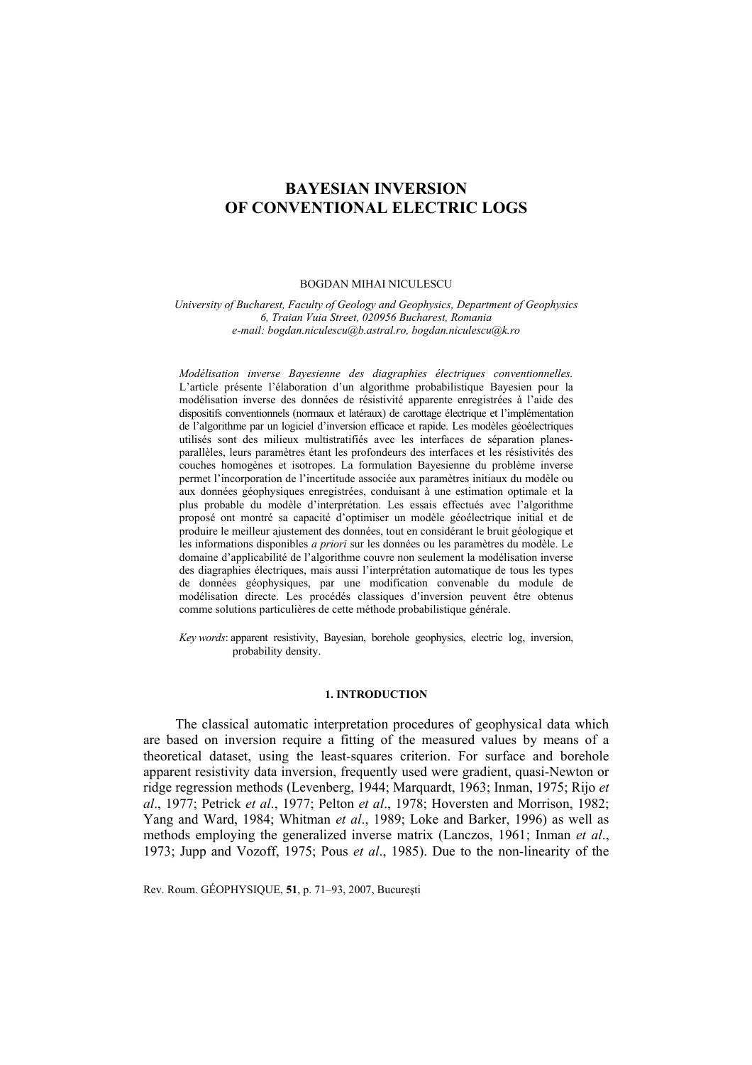# BAYESIAN INVERSION OF CONVENTIONAL ELECTRIC LOGS

BOGDAN MIHAI NICULESCU

*University of Bucharest, Faculty of Geology and Geophysics, Department of Geophysics*
*6, Traian Vuia Street, 020956 Bucharest, Romania*
*e-mail: bogdan.niculescu@b.astral.ro, bogdan.niculescu@k.ro*

*Modélisation inverse Bayesienne des diagraphies électriques conventionnelles.* L'article présente l'élaboration d'un algorithme probabilistique Bayesien pour la modélisation inverse des données de résistivité apparente enregistrées à l'aide des dispositifs conventionnels (normaux et latéraux) de carottage électrique et l'implémentation de l'algorithme par un logiciel d'inversion efficace et rapide. Les modèles géoélectriques utilisés sont des milieux multistratifiés avec les interfaces de séparation planes-parallèles, leurs paramètres étant les profondeurs des interfaces et les résistivités des couches homogènes et isotropes. La formulation Bayesienne du problème inverse permet l'incorporation de l'incertitude associée aux paramètres initiaux du modèle ou aux données géophysiques enregistrées, conduisant à une estimation optimale et la plus probable du modèle d'interprétation. Les essais effectués avec l'algorithme proposé ont montré sa capacité d'optimiser un modèle géoélectrique initial et de produire le meilleur ajustement des données, tout en considérant le bruit géologique et les informations disponibles *a priori* sur les données ou les paramètres du modèle. Le domaine d'applicabilité de l'algorithme couvre non seulement la modélisation inverse des diagraphies électriques, mais aussi l'interprétation automatique de tous les types de données géophysiques, par une modification convenable du module de modélisation directe. Les procédés classiques d'inversion peuvent être obtenus comme solutions particulières de cette méthode probabilistique générale.

*Key words*: apparent resistivity, Bayesian, borehole geophysics, electric log, inversion, probability density.

## 1. INTRODUCTION

The classical automatic interpretation procedures of geophysical data which are based on inversion require a fitting of the measured values by means of a theoretical dataset, using the least-squares criterion. For surface and borehole apparent resistivity data inversion, frequently used were gradient, quasi-Newton or ridge regression methods (Levenberg, 1944; Marquardt, 1963; Inman, 1975; Rijo *et al*., 1977; Petrick *et al*., 1977; Pelton *et al*., 1978; Hoversten and Morrison, 1982; Yang and Ward, 1984; Whitman *et al*., 1989; Loke and Barker, 1996) as well as methods employing the generalized inverse matrix (Lanczos, 1961; Inman *et al*., 1973; Jupp and Vozoff, 1975; Pous *et al*., 1985). Due to the non-linearity of the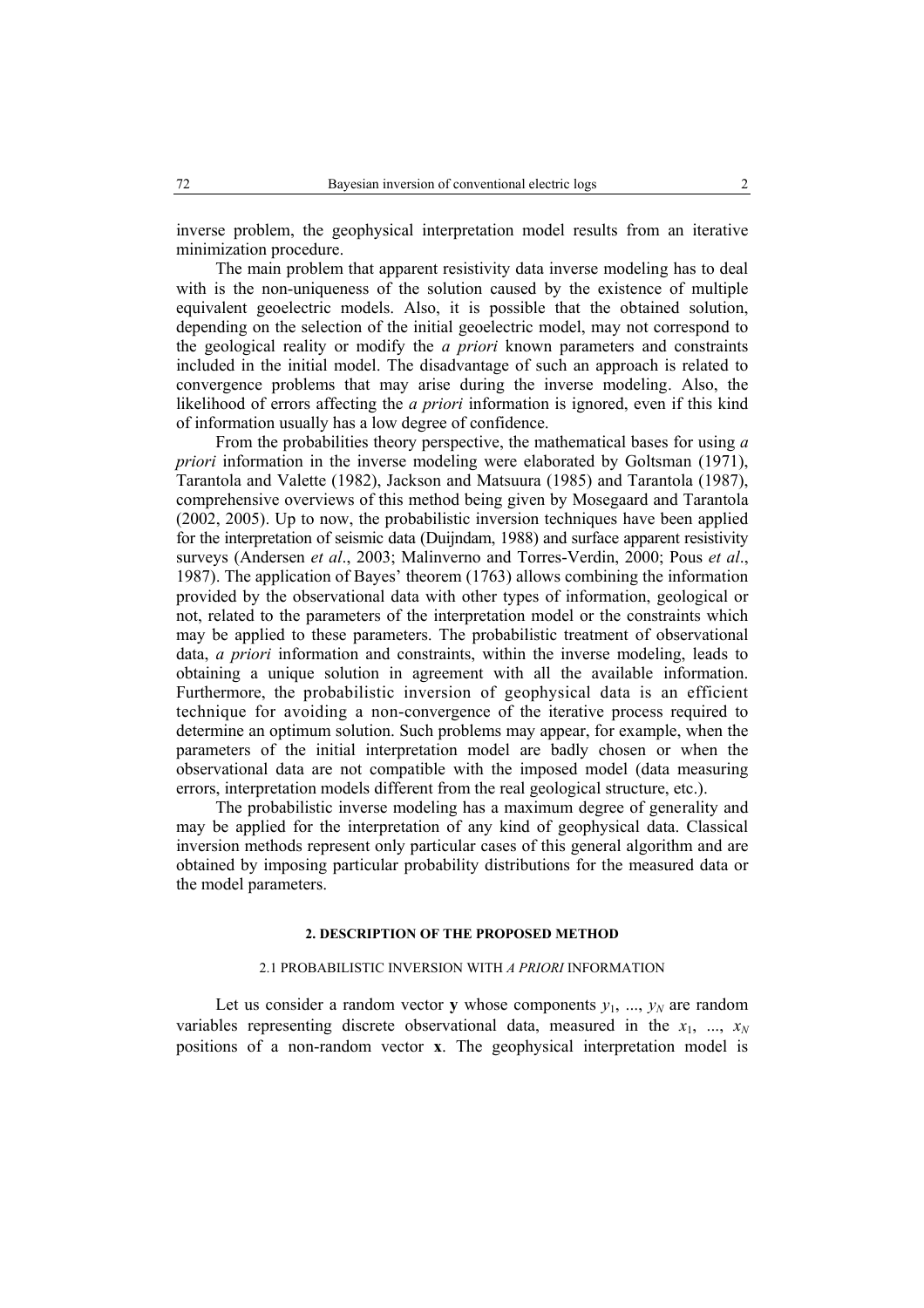inverse problem, the geophysical interpretation model results from an iterative minimization procedure.

The main problem that apparent resistivity data inverse modeling has to deal with is the non-uniqueness of the solution caused by the existence of multiple equivalent geoelectric models. Also, it is possible that the obtained solution, depending on the selection of the initial geoelectric model, may not correspond to the geological reality or modify the *a priori* known parameters and constraints included in the initial model. The disadvantage of such an approach is related to convergence problems that may arise during the inverse modeling. Also, the likelihood of errors affecting the *a priori* information is ignored, even if this kind of information usually has a low degree of confidence.

From the probabilities theory perspective, the mathematical bases for using *a priori* information in the inverse modeling were elaborated by Goltsman (1971), Tarantola and Valette (1982), Jackson and Matsuura (1985) and Tarantola (1987), comprehensive overviews of this method being given by Mosegaard and Tarantola (2002, 2005). Up to now, the probabilistic inversion techniques have been applied for the interpretation of seismic data (Duijndam, 1988) and surface apparent resistivity surveys (Andersen *et al*., 2003; Malinverno and Torres-Verdin, 2000; Pous *et al*., 1987). The application of Bayes' theorem (1763) allows combining the information provided by the observational data with other types of information, geological or not, related to the parameters of the interpretation model or the constraints which may be applied to these parameters. The probabilistic treatment of observational data, *a priori* information and constraints, within the inverse modeling, leads to obtaining a unique solution in agreement with all the available information. Furthermore, the probabilistic inversion of geophysical data is an efficient technique for avoiding a non-convergence of the iterative process required to determine an optimum solution. Such problems may appear, for example, when the parameters of the initial interpretation model are badly chosen or when the observational data are not compatible with the imposed model (data measuring errors, interpretation models different from the real geological structure, etc.).

The probabilistic inverse modeling has a maximum degree of generality and may be applied for the interpretation of any kind of geophysical data. Classical inversion methods represent only particular cases of this general algorithm and are obtained by imposing particular probability distributions for the measured data or the model parameters.

## 2. DESCRIPTION OF THE PROPOSED METHOD

### 2.1 PROBABILISTIC INVERSION WITH *A PRIORI* INFORMATION

Let us consider a random vector $\mathbf{y}$ whose components $y_1, ..., y_N$ are random variables representing discrete observational data, measured in the $x_1, ..., x_N$ positions of a non-random vector $\mathbf{x}$. The geophysical interpretation model is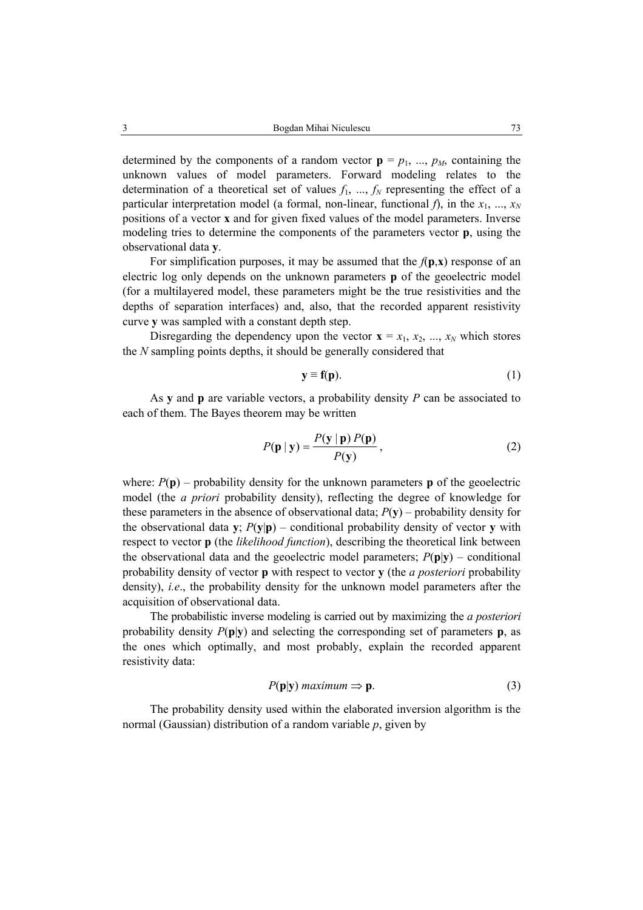determined by the components of a random vector $\mathbf{p} = p_1, ..., p_M$, containing the unknown values of model parameters. Forward modeling relates to the determination of a theoretical set of values $f_1, ..., f_N$ representing the effect of a particular interpretation model (a formal, non-linear, functional $f$), in the $x_1, ..., x_N$ positions of a vector $\mathbf{x}$ and for given fixed values of the model parameters. Inverse modeling tries to determine the components of the parameters vector $\mathbf{p}$, using the observational data $\mathbf{y}$.

For simplification purposes, it may be assumed that the $f(\mathbf{p},\mathbf{x})$ response of an electric log only depends on the unknown parameters $\mathbf{p}$ of the geoelectric model (for a multilayered model, these parameters might be the true resistivities and the depths of separation interfaces) and, also, that the recorded apparent resistivity curve $\mathbf{y}$ was sampled with a constant depth step.

Disregarding the dependency upon the vector $\mathbf{x} = x_1, x_2, ..., x_N$ which stores the $N$ sampling points depths, it should be generally considered that

$$\mathbf{y} \equiv \mathbf{f}(\mathbf{p}). \tag{1}$$

As $\mathbf{y}$ and $\mathbf{p}$ are variable vectors, a probability density $P$ can be associated to each of them. The Bayes theorem may be written

$$P(\mathbf{p} \mid \mathbf{y}) = \frac{P(\mathbf{y} \mid \mathbf{p})\, P(\mathbf{p})}{P(\mathbf{y})}, \tag{2}$$

where: $P(\mathbf{p})$ – probability density for the unknown parameters $\mathbf{p}$ of the geoelectric model (the *a priori* probability density), reflecting the degree of knowledge for these parameters in the absence of observational data; $P(\mathbf{y})$ – probability density for the observational data $\mathbf{y}$; $P(\mathbf{y}|\mathbf{p})$ – conditional probability density of vector $\mathbf{y}$ with respect to vector $\mathbf{p}$ (the *likelihood function*), describing the theoretical link between the observational data and the geoelectric model parameters; $P(\mathbf{p}|\mathbf{y})$ – conditional probability density of vector $\mathbf{p}$ with respect to vector $\mathbf{y}$ (the *a posteriori* probability density), *i.e*., the probability density for the unknown model parameters after the acquisition of observational data.

The probabilistic inverse modeling is carried out by maximizing the *a posteriori* probability density $P(\mathbf{p}|\mathbf{y})$ and selecting the corresponding set of parameters $\mathbf{p}$, as the ones which optimally, and most probably, explain the recorded apparent resistivity data:

$$P(\mathbf{p}|\mathbf{y}) \ \textit{maximum} \Rightarrow \mathbf{p}. \tag{3}$$

The probability density used within the elaborated inversion algorithm is the normal (Gaussian) distribution of a random variable $p$, given by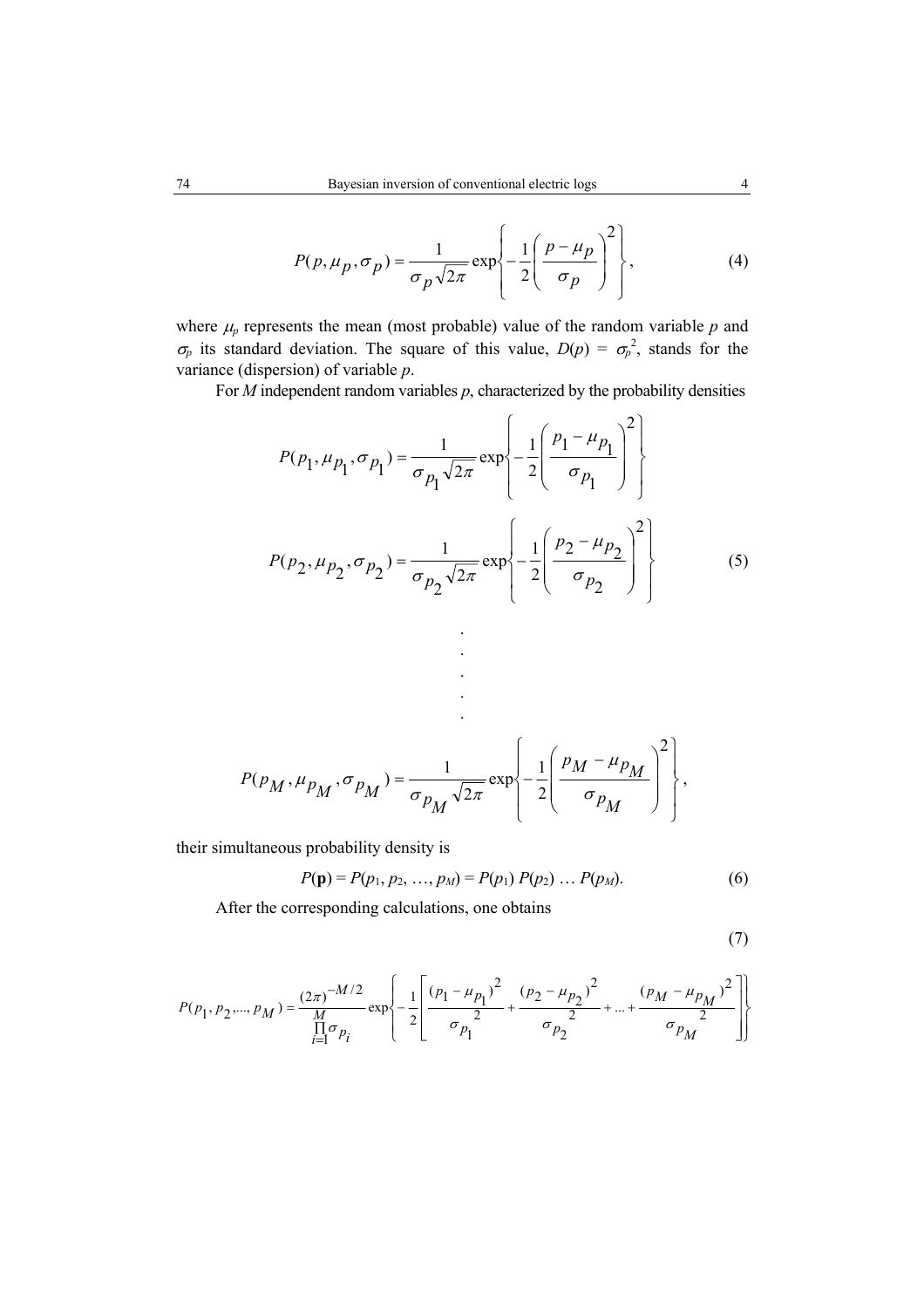$$P(p,\mu_p,\sigma_p)=\frac{1}{\sigma_p\sqrt{2\pi}}\exp\left\{-\frac{1}{2}\left(\frac{p-\mu_p}{\sigma_p}\right)^2\right\}, \tag{4}$$

where $\mu_p$ represents the mean (most probable) value of the random variable $p$ and $\sigma_p$ its standard deviation. The square of this value, $D(p) = \sigma_p^2$, stands for the variance (dispersion) of variable $p$.

For $M$ independent random variables $p$, characterized by the probability densities

$$\begin{gathered}
P(p_1,\mu_{p_1},\sigma_{p_1})=\frac{1}{\sigma_{p_1}\sqrt{2\pi}}\exp\left\{-\frac{1}{2}\left(\frac{p_1-\mu_{p_1}}{\sigma_{p_1}}\right)^2\right\} \\
P(p_2,\mu_{p_2},\sigma_{p_2})=\frac{1}{\sigma_{p_2}\sqrt{2\pi}}\exp\left\{-\frac{1}{2}\left(\frac{p_2-\mu_{p_2}}{\sigma_{p_2}}\right)^2\right\} \\
\vdots \\
P(p_M,\mu_{p_M},\sigma_{p_M})=\frac{1}{\sigma_{p_M}\sqrt{2\pi}}\exp\left\{-\frac{1}{2}\left(\frac{p_M-\mu_{p_M}}{\sigma_{p_M}}\right)^2\right\},
\end{gathered} \tag{5}$$

their simultaneous probability density is

$$P(\mathbf{p}) = P(p_1, p_2, \ldots, p_M) = P(p_1)\, P(p_2) \ldots P(p_M). \tag{6}$$

After the corresponding calculations, one obtains

$$P(p_1,p_2,\ldots,p_M)=\frac{(2\pi)^{-M/2}}{\prod_{i=1}^{M}\sigma_{p_i}}\exp\left\{-\frac{1}{2}\left[\frac{(p_1-\mu_{p_1})^2}{\sigma_{p_1}^2}+\frac{(p_2-\mu_{p_2})^2}{\sigma_{p_2}^2}+\ldots+\frac{(p_M-\mu_{p_M})^2}{\sigma_{p_M}^2}\right]\right\} \tag{7}$$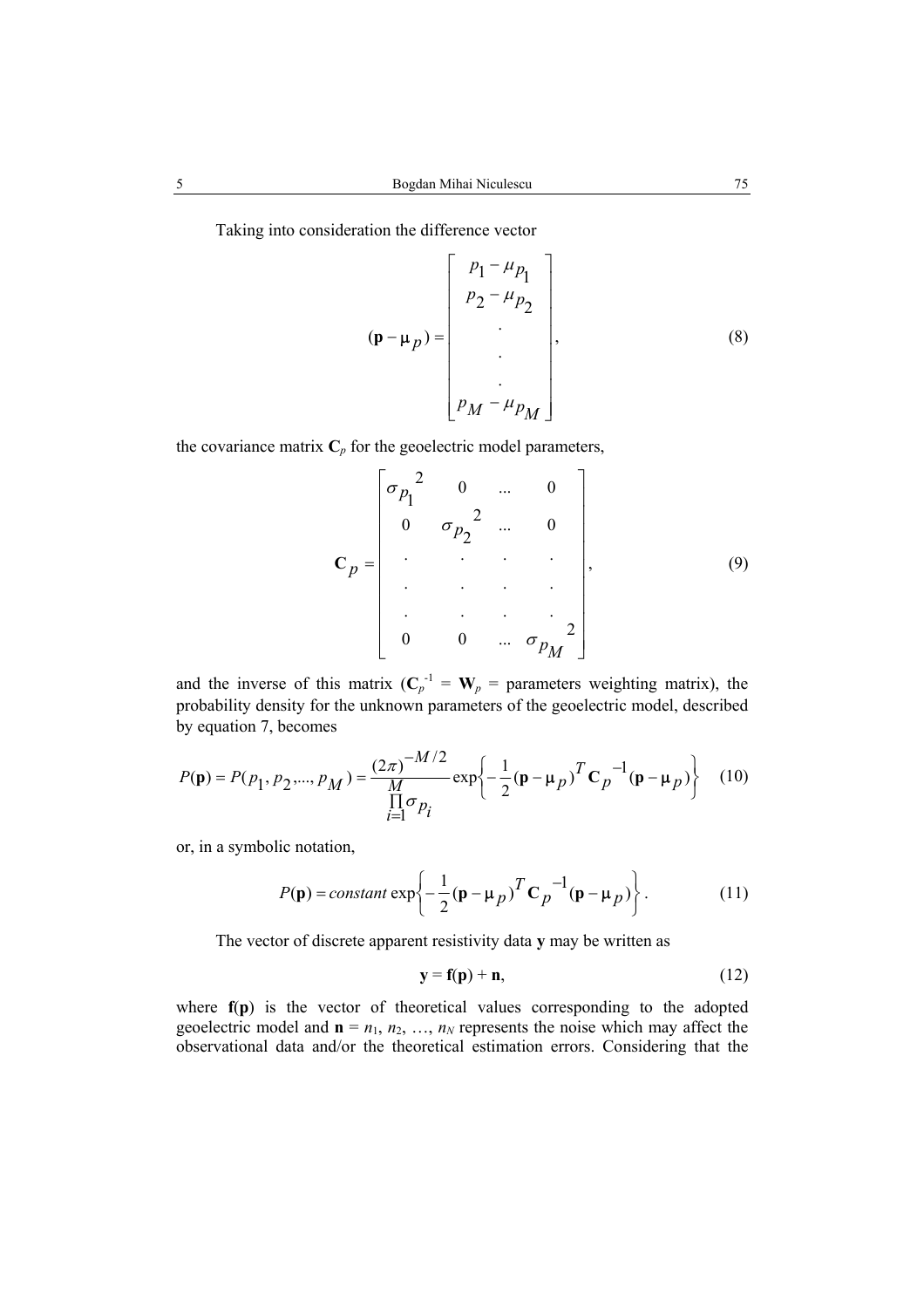Taking into consideration the difference vector

$$(\mathbf{p} - \mu_p) = \begin{bmatrix} p_1 - \mu_{p_1} \\ p_2 - \mu_{p_2} \\ . \\ . \\ . \\ p_M - \mu_{p_M} \end{bmatrix}, \tag{8}$$

the covariance matrix $\mathbf{C}_p$ for the geoelectric model parameters,

$$\mathbf{C}_p = \begin{bmatrix} \sigma_{p_1}^{\ 2} & 0 & ... & 0 \\ 0 & \sigma_{p_2}^{\ 2} & ... & 0 \\ . & . & . & . \\ . & . & . & . \\ . & . & . & . \\ 0 & 0 & ... & \sigma_{p_M}^{\ 2} \end{bmatrix}, \tag{9}$$

and the inverse of this matrix ($\mathbf{C}_p^{-1} = \mathbf{W}_p$ = parameters weighting matrix), the probability density for the unknown parameters of the geoelectric model, described by equation 7, becomes

$$P(\mathbf{p}) = P(p_1, p_2, ..., p_M) = \frac{(2\pi)^{-M/2}}{\prod_{i=1}^{M} \sigma_{p_i}} \exp\left\{ -\frac{1}{2} (\mathbf{p} - \mu_p)^T \mathbf{C}_p^{\ -1} (\mathbf{p} - \mu_p) \right\} \tag{10}$$

or, in a symbolic notation,

$$P(\mathbf{p}) = constant \exp\left\{ -\frac{1}{2} (\mathbf{p} - \mu_p)^T \mathbf{C}_p^{\ -1} (\mathbf{p} - \mu_p) \right\}. \tag{11}$$

The vector of discrete apparent resistivity data $\mathbf{y}$ may be written as

$$\mathbf{y} = \mathbf{f}(\mathbf{p}) + \mathbf{n}, \tag{12}$$

where $\mathbf{f}(\mathbf{p})$ is the vector of theoretical values corresponding to the adopted geoelectric model and $\mathbf{n} = n_1, n_2, \ldots, n_N$ represents the noise which may affect the observational data and/or the theoretical estimation errors. Considering that the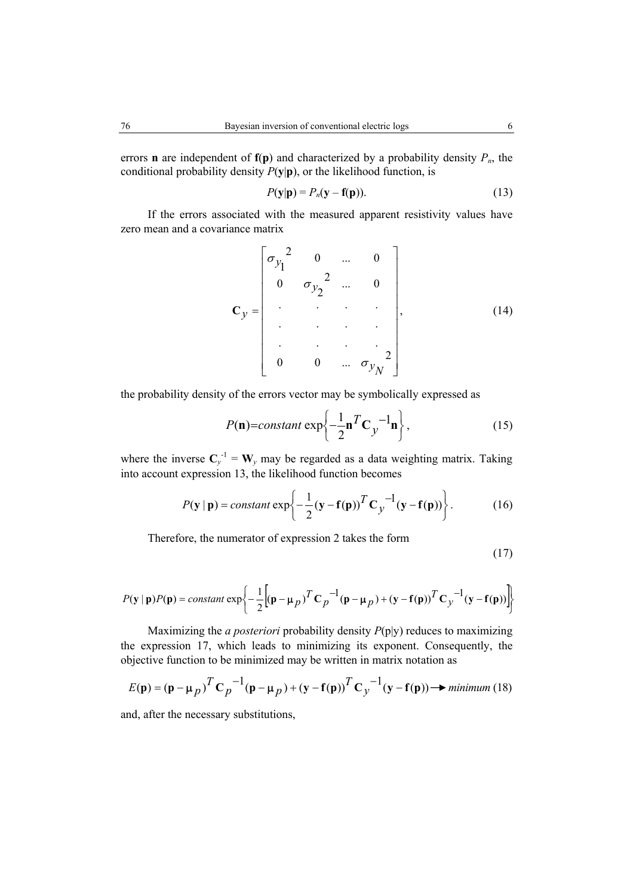errors $\mathbf{n}$ are independent of $\mathbf{f}(\mathbf{p})$ and characterized by a probability density $P_n$, the conditional probability density $P(\mathbf{y}|\mathbf{p})$, or the likelihood function, is

$$P(\mathbf{y}|\mathbf{p}) = P_n(\mathbf{y} - \mathbf{f}(\mathbf{p})). \tag{13}$$

If the errors associated with the measured apparent resistivity values have zero mean and a covariance matrix

$$\mathbf{C}_y = \begin{bmatrix} \sigma_{y_1}^{\ 2} & 0 & \ldots & 0 \\ 0 & \sigma_{y_2}^{\ 2} & \ldots & 0 \\ . & . & . & . \\ . & . & . & . \\ . & . & . & . \\ 0 & 0 & \ldots & \sigma_{y_N}^{\ 2} \end{bmatrix}, \tag{14}$$

the probability density of the errors vector may be symbolically expressed as

$$P(\mathbf{n}) = constant\ \exp\left\{-\frac{1}{2}\mathbf{n}^T \mathbf{C}_y^{-1} \mathbf{n}\right\}, \tag{15}$$

where the inverse $\mathbf{C}_y^{-1} = \mathbf{W}_y$ may be regarded as a data weighting matrix. Taking into account expression 13, the likelihood function becomes

$$P(\mathbf{y} \mid \mathbf{p}) = constant\ \exp\left\{-\frac{1}{2}(\mathbf{y} - \mathbf{f}(\mathbf{p}))^T \mathbf{C}_y^{-1} (\mathbf{y} - \mathbf{f}(\mathbf{p}))\right\}. \tag{16}$$

Therefore, the numerator of expression 2 takes the form

$$P(\mathbf{y} \mid \mathbf{p})P(\mathbf{p}) = constant\ \exp\left\{-\frac{1}{2}\left[(\mathbf{p} - \mu_p)^T \mathbf{C}_p^{-1}(\mathbf{p} - \mu_p) + (\mathbf{y} - \mathbf{f}(\mathbf{p}))^T \mathbf{C}_y^{-1}(\mathbf{y} - \mathbf{f}(\mathbf{p}))\right]\right\} \tag{17}$$

Maximizing the *a posteriori* probability density $P(\mathrm{p}|\mathrm{y})$ reduces to maximizing the expression 17, which leads to minimizing its exponent. Consequently, the objective function to be minimized may be written in matrix notation as

$$E(\mathbf{p}) = (\mathbf{p} - \mu_p)^T \mathbf{C}_p^{-1}(\mathbf{p} - \mu_p) + (\mathbf{y} - \mathbf{f}(\mathbf{p}))^T \mathbf{C}_y^{-1}(\mathbf{y} - \mathbf{f}(\mathbf{p})) \longrightarrow minimum \tag{18}$$

and, after the necessary substitutions,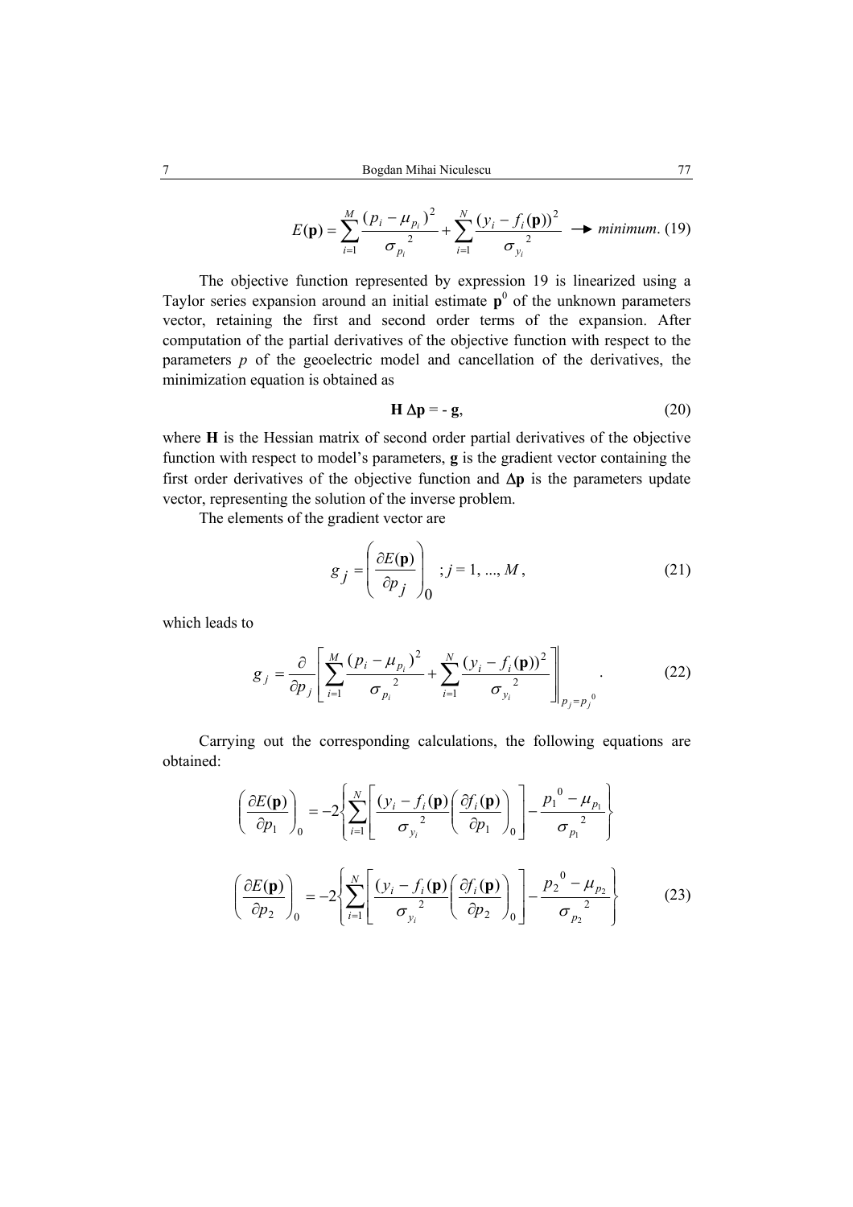$$E(\mathbf{p}) = \sum_{i=1}^{M} \frac{(p_i - \mu_{p_i})^2}{\sigma_{p_i}^{\ 2}} + \sum_{i=1}^{N} \frac{(y_i - f_i(\mathbf{p}))^2}{\sigma_{y_i}^{\ 2}} \longrightarrow \textit{minimum}. \quad (19)$$

The objective function represented by expression 19 is linearized using a Taylor series expansion around an initial estimate $\mathbf{p}^0$ of the unknown parameters vector, retaining the first and second order terms of the expansion. After computation of the partial derivatives of the objective function with respect to the parameters $p$ of the geoelectric model and cancellation of the derivatives, the minimization equation is obtained as

$$\mathbf{H}\ \Delta\mathbf{p} = -\ \mathbf{g}, \quad (20)$$

where **H** is the Hessian matrix of second order partial derivatives of the objective function with respect to model's parameters, **g** is the gradient vector containing the first order derivatives of the objective function and $\mathbf{\Delta p}$ is the parameters update vector, representing the solution of the inverse problem.

The elements of the gradient vector are

$$g_j = \left( \frac{\partial E(\mathbf{p})}{\partial p_j} \right)_0 \quad ; j = 1, ..., M, \quad (21)$$

which leads to

$$g_j = \frac{\partial}{\partial p_j} \left[ \sum_{i=1}^{M} \frac{(p_i - \mu_{p_i})^2}{\sigma_{p_i}^{\ 2}} + \sum_{i=1}^{N} \frac{(y_i - f_i(\mathbf{p}))^2}{\sigma_{y_i}^{\ 2}} \right]_{p_j = p_j^{\ 0}} . \quad (22)$$

Carrying out the corresponding calculations, the following equations are obtained:

$$\left( \frac{\partial E(\mathbf{p})}{\partial p_1} \right)_0 = -2 \left\{ \sum_{i=1}^{N} \left[ \frac{(y_i - f_i(\mathbf{p})}{\sigma_{y_i}^{\ 2}} \left( \frac{\partial f_i(\mathbf{p})}{\partial p_1} \right)_0 \right] - \frac{p_1^{\ 0} - \mu_{p_1}}{\sigma_{p_1}^{\ 2}} \right\}$$

$$\left( \frac{\partial E(\mathbf{p})}{\partial p_2} \right)_0 = -2 \left\{ \sum_{i=1}^{N} \left[ \frac{(y_i - f_i(\mathbf{p})}{\sigma_{y_i}^{\ 2}} \left( \frac{\partial f_i(\mathbf{p})}{\partial p_2} \right)_0 \right] - \frac{p_2^{\ 0} - \mu_{p_2}}{\sigma_{p_2}^{\ 2}} \right\} \quad (23)$$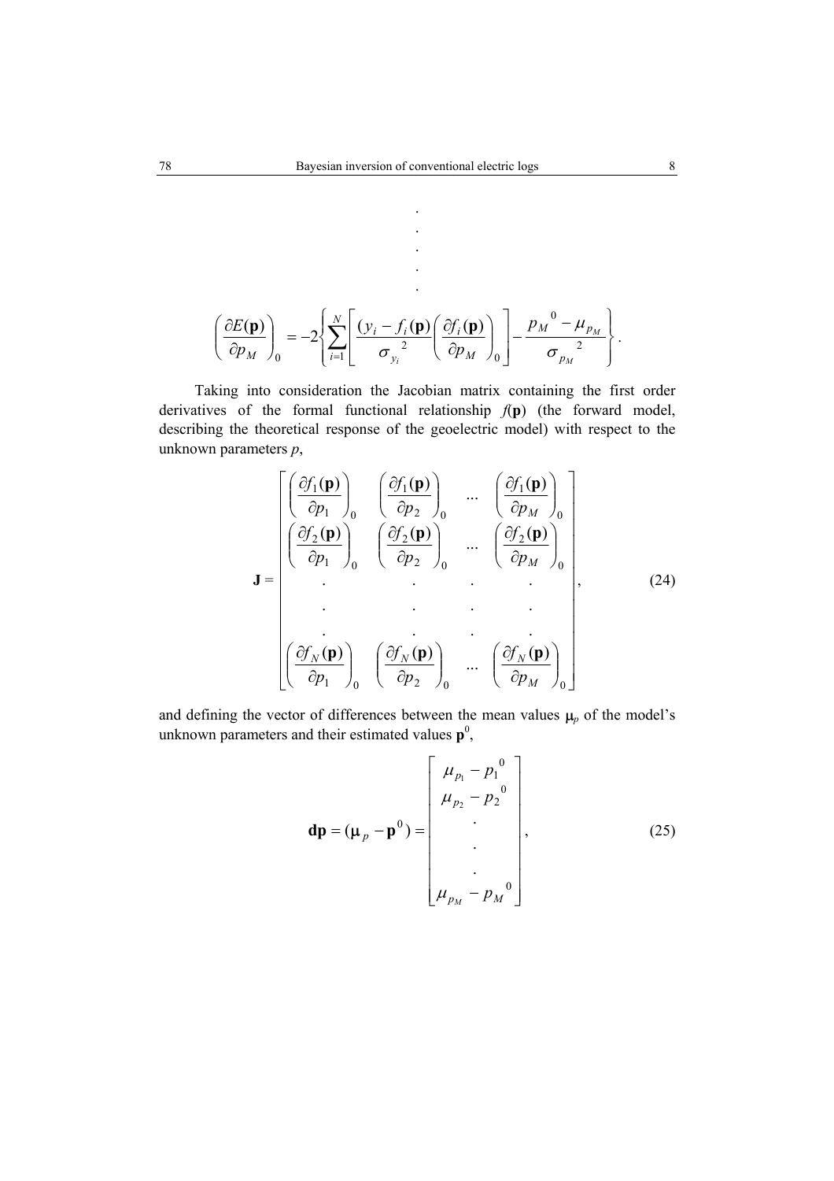$$\begin{matrix} \cdot \\ \cdot \\ \cdot \\ \cdot \\ \cdot \end{matrix}$$

$$\left(\frac{\partial E(\mathbf{p})}{\partial p_M}\right)_0 = -2\left\{\sum_{i=1}^{N}\left[\frac{(y_i - f_i(\mathbf{p})}{\sigma_{y_i}^{\ 2}}\left(\frac{\partial f_i(\mathbf{p})}{\partial p_M}\right)_0\right] - \frac{p_M^{\ 0} - \mu_{p_M}}{\sigma_{p_M}^{\ 2}}\right\}.$$

Taking into consideration the Jacobian matrix containing the first order derivatives of the formal functional relationship $f(\mathbf{p})$ (the forward model, describing the theoretical response of the geoelectric model) with respect to the unknown parameters $p$,

$$\mathbf{J} = \begin{bmatrix} \left(\frac{\partial f_1(\mathbf{p})}{\partial p_1}\right)_0 & \left(\frac{\partial f_1(\mathbf{p})}{\partial p_2}\right)_0 & \cdots & \left(\frac{\partial f_1(\mathbf{p})}{\partial p_M}\right)_0 \\ \left(\frac{\partial f_2(\mathbf{p})}{\partial p_1}\right)_0 & \left(\frac{\partial f_2(\mathbf{p})}{\partial p_2}\right)_0 & \cdots & \left(\frac{\partial f_2(\mathbf{p})}{\partial p_M}\right)_0 \\ \cdot & \cdot & \cdot & \cdot \\ \cdot & \cdot & \cdot & \cdot \\ \cdot & \cdot & \cdot & \cdot \\ \left(\frac{\partial f_N(\mathbf{p})}{\partial p_1}\right)_0 & \left(\frac{\partial f_N(\mathbf{p})}{\partial p_2}\right)_0 & \cdots & \left(\frac{\partial f_N(\mathbf{p})}{\partial p_M}\right)_0 \end{bmatrix}, \tag{24}$$

and defining the vector of differences between the mean values $\mu_p$ of the model's unknown parameters and their estimated values $\mathbf{p}^0$,

$$\mathbf{dp} = (\boldsymbol{\mu}_p - \mathbf{p}^0) = \begin{bmatrix} \mu_{p_1} - p_1^{\ 0} \\ \mu_{p_2} - p_2^{\ 0} \\ \cdot \\ \cdot \\ \cdot \\ \mu_{p_M} - p_M^{\ 0} \end{bmatrix}, \tag{25}$$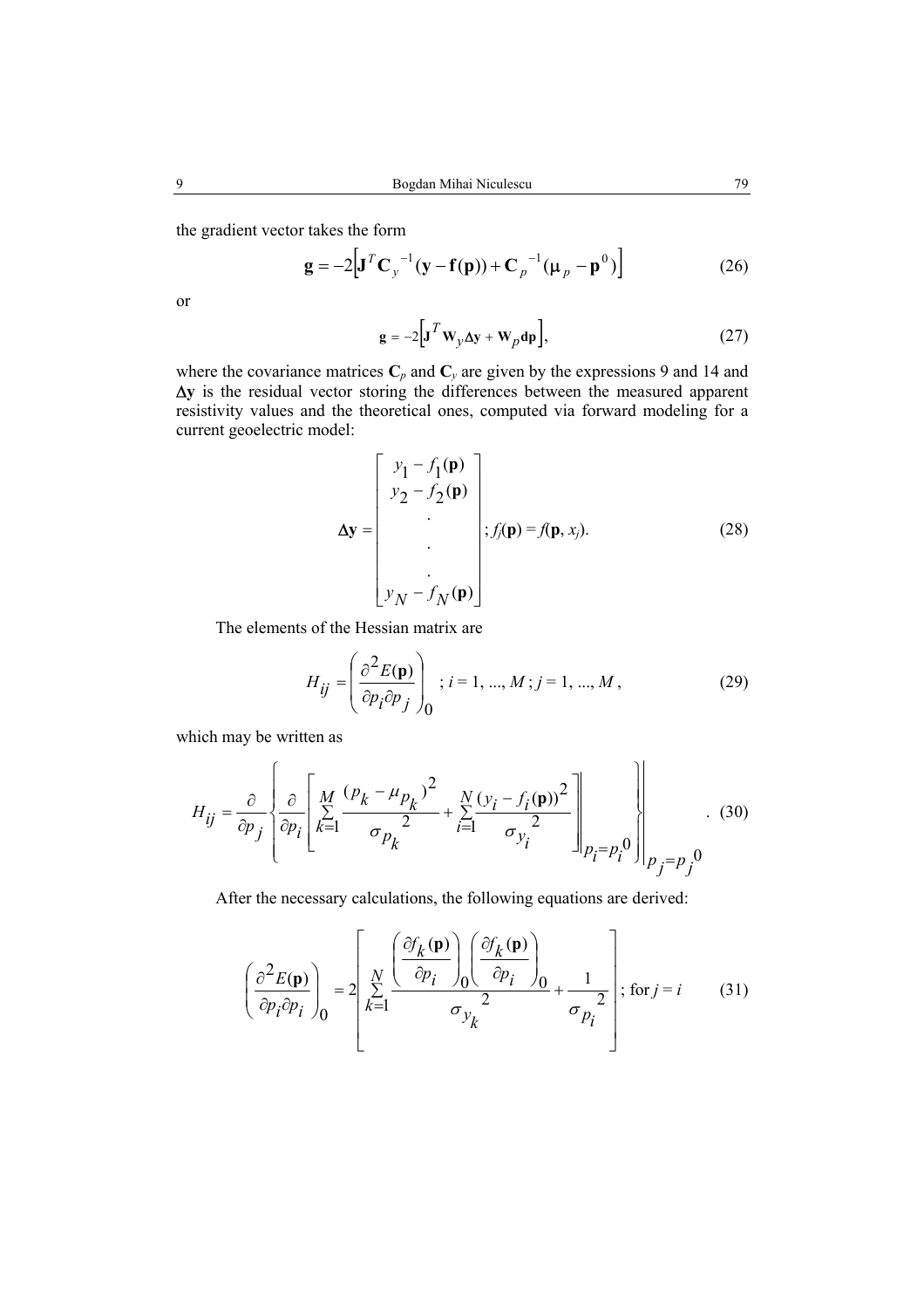the gradient vector takes the form

$$\mathbf{g} = -2\left[\mathbf{J}^T \mathbf{C}_y^{-1}(\mathbf{y} - \mathbf{f}(\mathbf{p})) + \mathbf{C}_p^{-1}(\mu_p - \mathbf{p}^0)\right] \tag{26}$$

or

$$\mathbf{g} = -2\left[\mathbf{J}^T \mathbf{W}_y \Delta\mathbf{y} + \mathbf{W}_p \mathbf{dp}\right], \tag{27}$$

where the covariance matrices $\mathbf{C}_p$ and $\mathbf{C}_y$ are given by the expressions 9 and 14 and $\Delta\mathbf{y}$ is the residual vector storing the differences between the measured apparent resistivity values and the theoretical ones, computed via forward modeling for a current geoelectric model:

$$\Delta\mathbf{y} = \begin{bmatrix} y_1 - f_1(\mathbf{p}) \\ y_2 - f_2(\mathbf{p}) \\ . \\ . \\ . \\ y_N - f_N(\mathbf{p}) \end{bmatrix}; f_j(\mathbf{p}) = f(\mathbf{p}, x_j). \tag{28}$$

The elements of the Hessian matrix are

$$H_{ij} = \left(\frac{\partial^2 E(\mathbf{p})}{\partial p_i \partial p_j}\right)_0 ; i = 1, ..., M ; j = 1, ..., M , \tag{29}$$

which may be written as

$$H_{ij} = \frac{\partial}{\partial p_j}\left\{\frac{\partial}{\partial p_i}\left[\sum_{k=1}^{M}\frac{(p_k - \mu_{p_k})^2}{\sigma_{p_k}^2} + \sum_{i=1}^{N}\frac{(y_i - f_i(\mathbf{p}))^2}{\sigma_{y_i}^2}\right]\Bigg|_{p_i = p_i^0}\right\}\Bigg|_{p_j = p_j^0} . \tag{30}$$

After the necessary calculations, the following equations are derived:

$$\left(\frac{\partial^2 E(\mathbf{p})}{\partial p_i \partial p_i}\right)_0 = 2\left[\sum_{k=1}^{N}\frac{\left(\frac{\partial f_k(\mathbf{p})}{\partial p_i}\right)_0 \left(\frac{\partial f_k(\mathbf{p})}{\partial p_i}\right)_0}{\sigma_{y_k}^2} + \frac{1}{\sigma_{p_i}^2}\right]; \text{for } j = i \tag{31}$$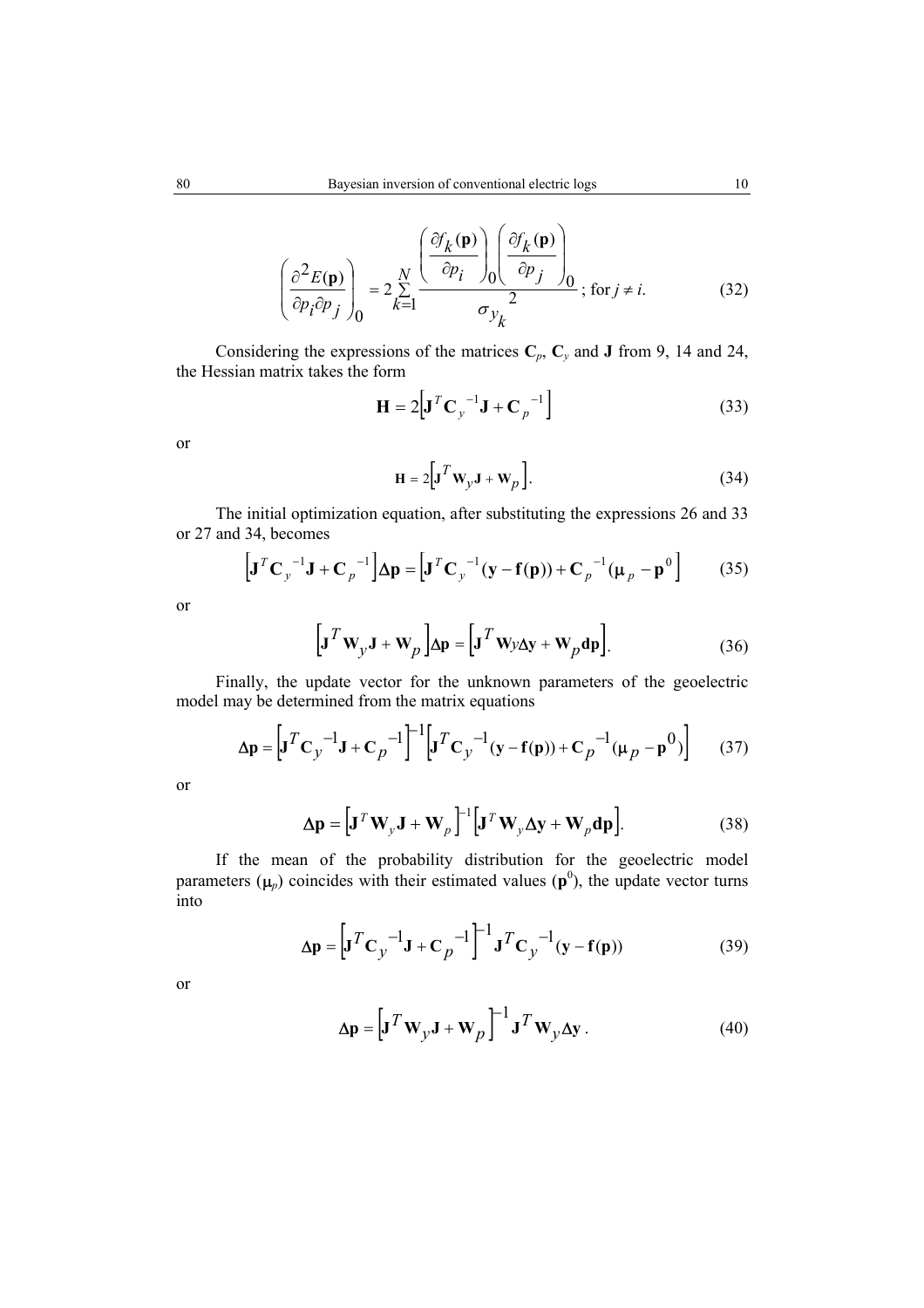$$\left(\frac{\partial^2 E(\mathbf{p})}{\partial p_i \partial p_j}\right)_0 = 2\sum_{k=1}^{N} \frac{\left(\frac{\partial f_k(\mathbf{p})}{\partial p_i}\right)_0 \left(\frac{\partial f_k(\mathbf{p})}{\partial p_j}\right)_0}{\sigma_{y_k}^2}; \text{ for } j \neq i. \tag{32}$$

Considering the expressions of the matrices $\mathbf{C}_p$, $\mathbf{C}_y$ and $\mathbf{J}$ from 9, 14 and 24, the Hessian matrix takes the form

$$\mathbf{H} = 2\left[\mathbf{J}^T \mathbf{C}_y^{-1} \mathbf{J} + \mathbf{C}_p^{-1}\right] \tag{33}$$

or

$$\mathbf{H} = 2\left[\mathbf{J}^T \mathbf{W}_y \mathbf{J} + \mathbf{W}_p\right]. \tag{34}$$

The initial optimization equation, after substituting the expressions 26 and 33 or 27 and 34, becomes

$$\left[\mathbf{J}^T \mathbf{C}_y^{-1} \mathbf{J} + \mathbf{C}_p^{-1}\right] \Delta\mathbf{p} = \left[\mathbf{J}^T \mathbf{C}_y^{-1} (\mathbf{y} - \mathbf{f}(\mathbf{p})) + \mathbf{C}_p^{-1} (\boldsymbol{\mu}_p - \mathbf{p}^0\right] \tag{35}$$

or

$$\left[\mathbf{J}^T \mathbf{W}_y \mathbf{J} + \mathbf{W}_p\right] \Delta\mathbf{p} = \left[\mathbf{J}^T \mathbf{W}_y \Delta\mathbf{y} + \mathbf{W}_p \mathbf{dp}\right]. \tag{36}$$

Finally, the update vector for the unknown parameters of the geoelectric model may be determined from the matrix equations

$$\Delta\mathbf{p} = \left[\mathbf{J}^T \mathbf{C}_y^{-1} \mathbf{J} + \mathbf{C}_p^{-1}\right]^{-1} \left[\mathbf{J}^T \mathbf{C}_y^{-1} (\mathbf{y} - \mathbf{f}(\mathbf{p})) + \mathbf{C}_p^{-1} (\boldsymbol{\mu}_p - \mathbf{p}^0)\right] \tag{37}$$

or

$$\Delta\mathbf{p} = \left[\mathbf{J}^T \mathbf{W}_y \mathbf{J} + \mathbf{W}_p\right]^{-1} \left[\mathbf{J}^T \mathbf{W}_y \Delta\mathbf{y} + \mathbf{W}_p \mathbf{dp}\right]. \tag{38}$$

If the mean of the probability distribution for the geoelectric model parameters ($\boldsymbol{\mu}_p$) coincides with their estimated values ($\mathbf{p}^0$), the update vector turns into

$$\Delta\mathbf{p} = \left[\mathbf{J}^T \mathbf{C}_y^{-1} \mathbf{J} + \mathbf{C}_p^{-1}\right]^{-1} \mathbf{J}^T \mathbf{C}_y^{-1} (\mathbf{y} - \mathbf{f}(\mathbf{p})) \tag{39}$$

or

$$\Delta\mathbf{p} = \left[\mathbf{J}^T \mathbf{W}_y \mathbf{J} + \mathbf{W}_p\right]^{-1} \mathbf{J}^T \mathbf{W}_y \Delta\mathbf{y}. \tag{40}$$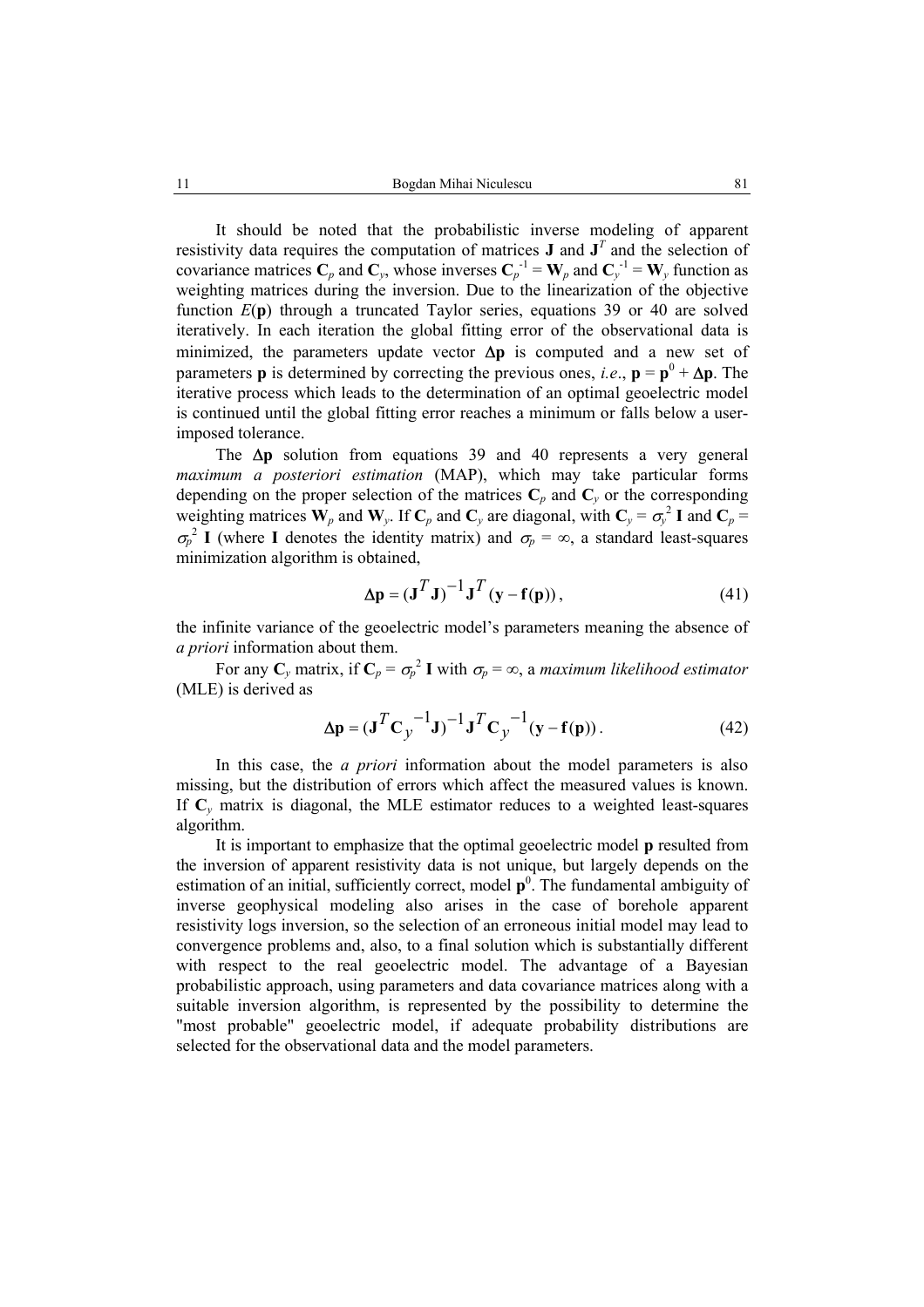It should be noted that the probabilistic inverse modeling of apparent resistivity data requires the computation of matrices $\mathbf{J}$ and $\mathbf{J}^T$ and the selection of covariance matrices $\mathbf{C}_p$ and $\mathbf{C}_y$, whose inverses $\mathbf{C}_p^{-1} = \mathbf{W}_p$ and $\mathbf{C}_y^{-1} = \mathbf{W}_y$ function as weighting matrices during the inversion. Due to the linearization of the objective function $E(\mathbf{p})$ through a truncated Taylor series, equations 39 or 40 are solved iteratively. In each iteration the global fitting error of the observational data is minimized, the parameters update vector $\Delta\mathbf{p}$ is computed and a new set of parameters $\mathbf{p}$ is determined by correcting the previous ones, *i.e.*, $\mathbf{p} = \mathbf{p}^0 + \Delta\mathbf{p}$. The iterative process which leads to the determination of an optimal geoelectric model is continued until the global fitting error reaches a minimum or falls below a user-imposed tolerance.

The $\Delta\mathbf{p}$ solution from equations 39 and 40 represents a very general *maximum a posteriori estimation* (MAP), which may take particular forms depending on the proper selection of the matrices $\mathbf{C}_p$ and $\mathbf{C}_y$ or the corresponding weighting matrices $\mathbf{W}_p$ and $\mathbf{W}_y$. If $\mathbf{C}_p$ and $\mathbf{C}_y$ are diagonal, with $\mathbf{C}_y = \sigma_y^2\,\mathbf{I}$ and $\mathbf{C}_p = \sigma_p^2\,\mathbf{I}$ (where $\mathbf{I}$ denotes the identity matrix) and $\sigma_p = \infty$, a standard least-squares minimization algorithm is obtained,

$$\Delta\mathbf{p} = (\mathbf{J}^T\mathbf{J})^{-1}\mathbf{J}^T(\mathbf{y} - \mathbf{f}(\mathbf{p}))\,, \tag{41}$$

the infinite variance of the geoelectric model's parameters meaning the absence of *a priori* information about them.

For any $\mathbf{C}_y$ matrix, if $\mathbf{C}_p = \sigma_p^2\,\mathbf{I}$ with $\sigma_p = \infty$, a *maximum likelihood estimator* (MLE) is derived as

$$\Delta\mathbf{p} = (\mathbf{J}^T\mathbf{C}_y^{-1}\mathbf{J})^{-1}\mathbf{J}^T\mathbf{C}_y^{-1}(\mathbf{y} - \mathbf{f}(\mathbf{p}))\,. \tag{42}$$

In this case, the *a priori* information about the model parameters is also missing, but the distribution of errors which affect the measured values is known. If $\mathbf{C}_y$ matrix is diagonal, the MLE estimator reduces to a weighted least-squares algorithm.

It is important to emphasize that the optimal geoelectric model $\mathbf{p}$ resulted from the inversion of apparent resistivity data is not unique, but largely depends on the estimation of an initial, sufficiently correct, model $\mathbf{p}^0$. The fundamental ambiguity of inverse geophysical modeling also arises in the case of borehole apparent resistivity logs inversion, so the selection of an erroneous initial model may lead to convergence problems and, also, to a final solution which is substantially different with respect to the real geoelectric model. The advantage of a Bayesian probabilistic approach, using parameters and data covariance matrices along with a suitable inversion algorithm, is represented by the possibility to determine the "most probable" geoelectric model, if adequate probability distributions are selected for the observational data and the model parameters.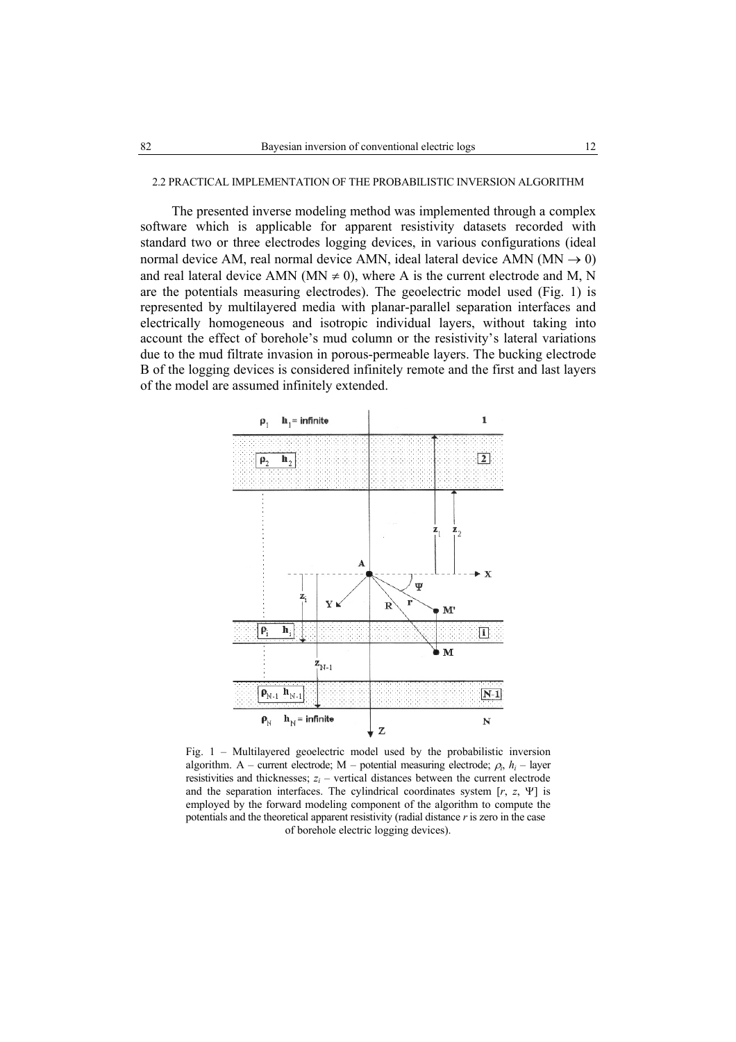### 2.2 PRACTICAL IMPLEMENTATION OF THE PROBABILISTIC INVERSION ALGORITHM

The presented inverse modeling method was implemented through a complex software which is applicable for apparent resistivity datasets recorded with standard two or three electrodes logging devices, in various configurations (ideal normal device AM, real normal device AMN, ideal lateral device AMN (MN $\rightarrow 0$) and real lateral device AMN (MN $\neq 0$), where A is the current electrode and M, N are the potentials measuring electrodes). The geoelectric model used (Fig. 1) is represented by multilayered media with planar-parallel separation interfaces and electrically homogeneous and isotropic individual layers, without taking into account the effect of borehole's mud column or the resistivity's lateral variations due to the mud filtrate invasion in porous-permeable layers. The bucking electrode B of the logging devices is considered infinitely remote and the first and last layers of the model are assumed infinitely extended.

Fig. 1 – Multilayered geoelectric model used by the probabilistic inversion algorithm. A – current electrode; M – potential measuring electrode; $\rho_i$, $h_i$ – layer resistivities and thicknesses; $z_i$ – vertical distances between the current electrode and the separation interfaces. The cylindrical coordinates system [$r$, $z$, $\Psi$] is employed by the forward modeling component of the algorithm to compute the potentials and the theoretical apparent resistivity (radial distance $r$ is zero in the case of borehole electric logging devices).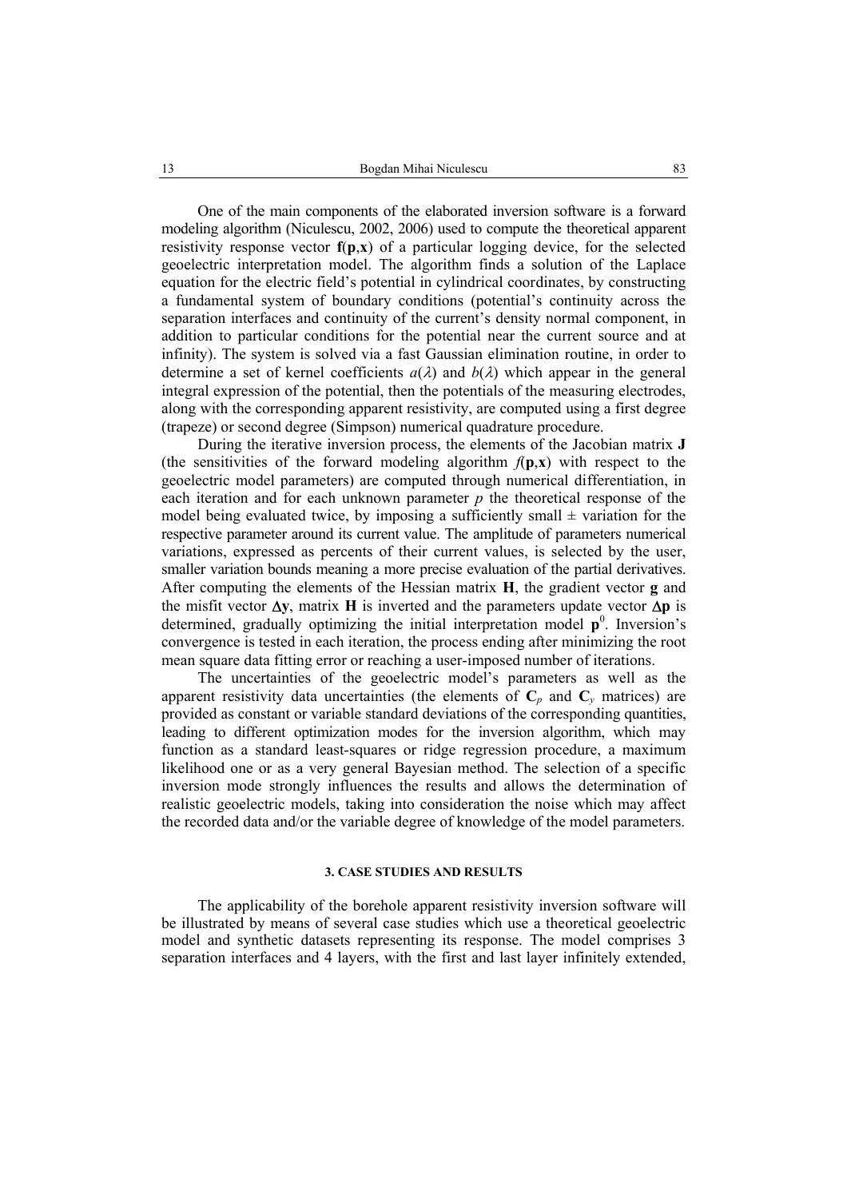One of the main components of the elaborated inversion software is a forward modeling algorithm (Niculescu, 2002, 2006) used to compute the theoretical apparent resistivity response vector $\mathbf{f}(\mathbf{p},\mathbf{x})$ of a particular logging device, for the selected geoelectric interpretation model. The algorithm finds a solution of the Laplace equation for the electric field's potential in cylindrical coordinates, by constructing a fundamental system of boundary conditions (potential's continuity across the separation interfaces and continuity of the current's density normal component, in addition to particular conditions for the potential near the current source and at infinity). The system is solved via a fast Gaussian elimination routine, in order to determine a set of kernel coefficients $a(\lambda)$ and $b(\lambda)$ which appear in the general integral expression of the potential, then the potentials of the measuring electrodes, along with the corresponding apparent resistivity, are computed using a first degree (trapeze) or second degree (Simpson) numerical quadrature procedure.

During the iterative inversion process, the elements of the Jacobian matrix $\mathbf{J}$ (the sensitivities of the forward modeling algorithm $f(\mathbf{p},\mathbf{x})$ with respect to the geoelectric model parameters) are computed through numerical differentiation, in each iteration and for each unknown parameter $p$ the theoretical response of the model being evaluated twice, by imposing a sufficiently small $\pm$ variation for the respective parameter around its current value. The amplitude of parameters numerical variations, expressed as percents of their current values, is selected by the user, smaller variation bounds meaning a more precise evaluation of the partial derivatives. After computing the elements of the Hessian matrix $\mathbf{H}$, the gradient vector $\mathbf{g}$ and the misfit vector $\Delta\mathbf{y}$, matrix $\mathbf{H}$ is inverted and the parameters update vector $\Delta\mathbf{p}$ is determined, gradually optimizing the initial interpretation model $\mathbf{p}^0$. Inversion's convergence is tested in each iteration, the process ending after minimizing the root mean square data fitting error or reaching a user-imposed number of iterations.

The uncertainties of the geoelectric model's parameters as well as the apparent resistivity data uncertainties (the elements of $\mathbf{C}_p$ and $\mathbf{C}_y$ matrices) are provided as constant or variable standard deviations of the corresponding quantities, leading to different optimization modes for the inversion algorithm, which may function as a standard least-squares or ridge regression procedure, a maximum likelihood one or as a very general Bayesian method. The selection of a specific inversion mode strongly influences the results and allows the determination of realistic geoelectric models, taking into consideration the noise which may affect the recorded data and/or the variable degree of knowledge of the model parameters.

## 3. CASE STUDIES AND RESULTS

The applicability of the borehole apparent resistivity inversion software will be illustrated by means of several case studies which use a theoretical geoelectric model and synthetic datasets representing its response. The model comprises 3 separation interfaces and 4 layers, with the first and last layer infinitely extended,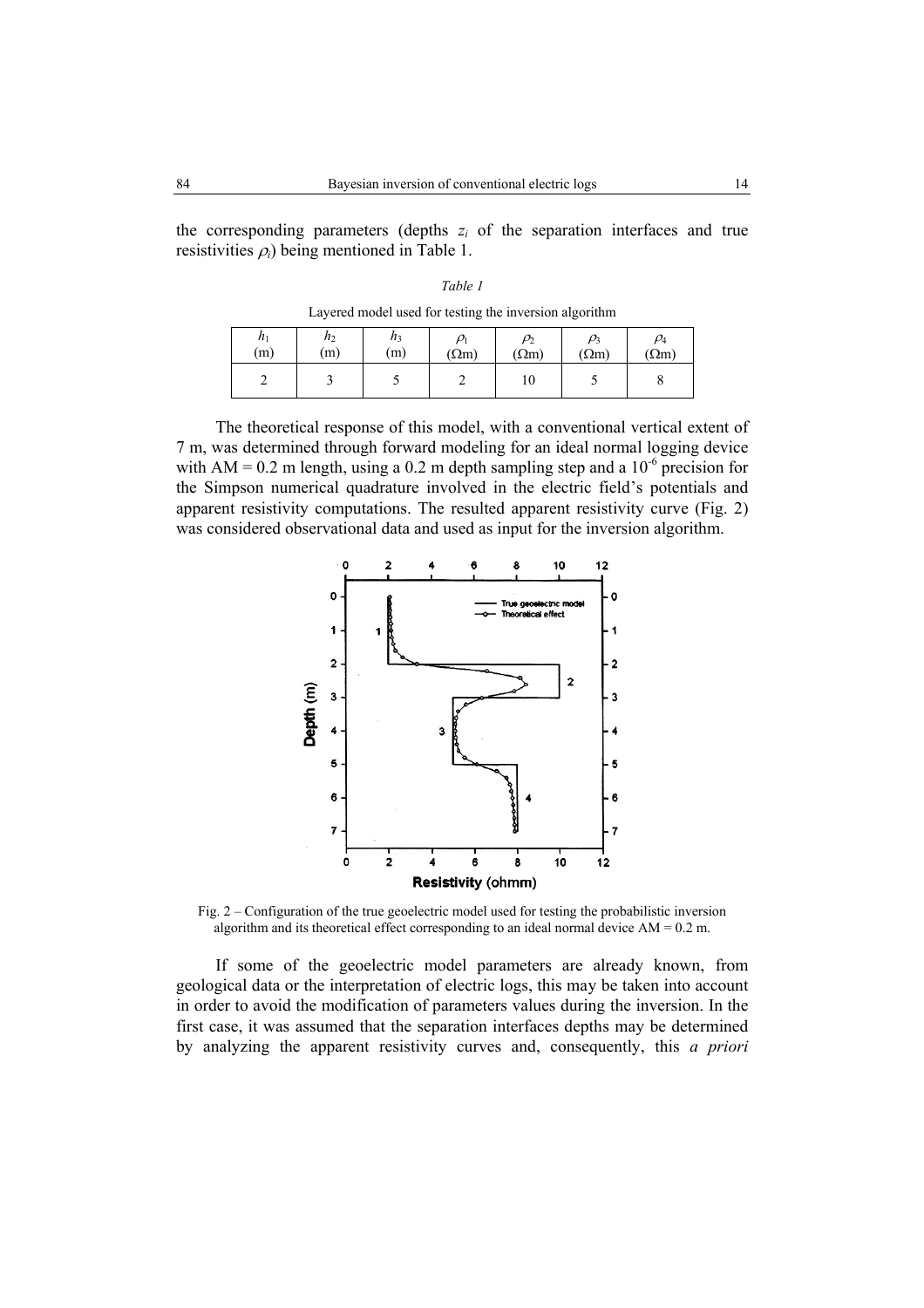the corresponding parameters (depths $z_i$ of the separation interfaces and true resistivities $\rho_i$) being mentioned in Table 1.

*Table 1*

Layered model used for testing the inversion algorithm

| $h_1$ (m) | $h_2$ (m) | $h_3$ (m) | $\rho_1$ ($\Omega$m) | $\rho_2$ ($\Omega$m) | $\rho_3$ ($\Omega$m) | $\rho_4$ ($\Omega$m) |
|---|---|---|---|---|---|---|
| 2 | 3 | 5 | 2 | 10 | 5 | 8 |

The theoretical response of this model, with a conventional vertical extent of 7 m, was determined through forward modeling for an ideal normal logging device with AM = 0.2 m length, using a 0.2 m depth sampling step and a $10^{-6}$ precision for the Simpson numerical quadrature involved in the electric field's potentials and apparent resistivity computations. The resulted apparent resistivity curve (Fig. 2) was considered observational data and used as input for the inversion algorithm.

Fig. 2 – Configuration of the true geoelectric model used for testing the probabilistic inversion algorithm and its theoretical effect corresponding to an ideal normal device AM = 0.2 m.

If some of the geoelectric model parameters are already known, from geological data or the interpretation of electric logs, this may be taken into account in order to avoid the modification of parameters values during the inversion. In the first case, it was assumed that the separation interfaces depths may be determined by analyzing the apparent resistivity curves and, consequently, this *a priori*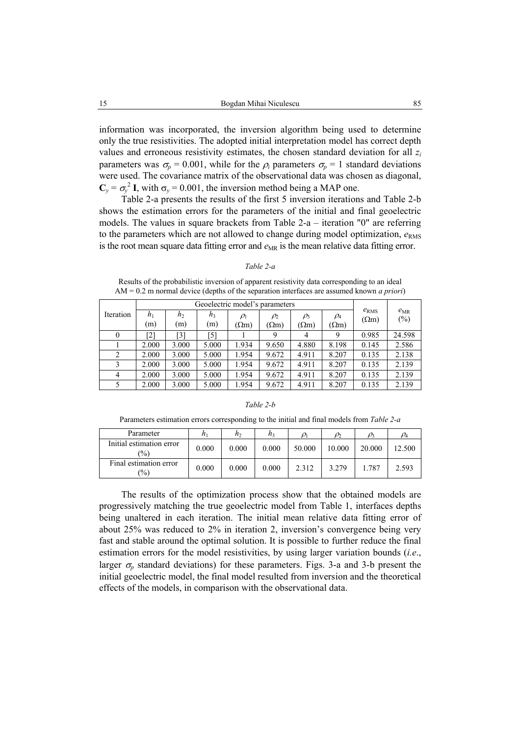information was incorporated, the inversion algorithm being used to determine only the true resistivities. The adopted initial interpretation model has correct depth values and erroneous resistivity estimates, the chosen standard deviation for all $z_i$ parameters was $\sigma_p = 0.001$, while for the $\rho_i$ parameters $\sigma_p = 1$ standard deviations were used. The covariance matrix of the observational data was chosen as diagonal, $\mathbf{C}_y = \sigma_y^2\,\mathbf{I}$, with $\sigma_y = 0.001$, the inversion method being a MAP one.

Table 2-a presents the results of the first 5 inversion iterations and Table 2-b shows the estimation errors for the parameters of the initial and final geoelectric models. The values in square brackets from Table 2-a – iteration "0" are referring to the parameters which are not allowed to change during model optimization, $e_{RMS}$ is the root mean square data fitting error and $e_{MR}$ is the mean relative data fitting error.

*Table 2-a*

Results of the probabilistic inversion of apparent resistivity data corresponding to an ideal AM = 0.2 m normal device (depths of the separation interfaces are assumed known *a priori*)

| Iteration | Geoelectric model's parameters | | | | | | | $e_{RMS}$ (Ωm) | $e_{MR}$ (%) |
|---|---|---|---|---|---|---|---|---|---|
| | $h_1$ (m) | $h_2$ (m) | $h_3$ (m) | $\rho_1$ (Ωm) | $\rho_2$ (Ωm) | $\rho_3$ (Ωm) | $\rho_4$ (Ωm) | | |
| 0 | [2] | [3] | [5] | 1 | 9 | 4 | 9 | 0.985 | 24.598 |
| 1 | 2.000 | 3.000 | 5.000 | 1.934 | 9.650 | 4.880 | 8.198 | 0.145 | 2.586 |
| 2 | 2.000 | 3.000 | 5.000 | 1.954 | 9.672 | 4.911 | 8.207 | 0.135 | 2.138 |
| 3 | 2.000 | 3.000 | 5.000 | 1.954 | 9.672 | 4.911 | 8.207 | 0.135 | 2.139 |
| 4 | 2.000 | 3.000 | 5.000 | 1.954 | 9.672 | 4.911 | 8.207 | 0.135 | 2.139 |
| 5 | 2.000 | 3.000 | 5.000 | 1.954 | 9.672 | 4.911 | 8.207 | 0.135 | 2.139 |

*Table 2-b*

Parameters estimation errors corresponding to the initial and final models from *Table 2-a*

| Parameter | $h_1$ | $h_2$ | $h_3$ | $\rho_1$ | $\rho_2$ | $\rho_3$ | $\rho_4$ |
|---|---|---|---|---|---|---|---|
| Initial estimation error (%) | 0.000 | 0.000 | 0.000 | 50.000 | 10.000 | 20.000 | 12.500 |
| Final estimation error (%) | 0.000 | 0.000 | 0.000 | 2.312 | 3.279 | 1.787 | 2.593 |

The results of the optimization process show that the obtained models are progressively matching the true geoelectric model from Table 1, interfaces depths being unaltered in each iteration. The initial mean relative data fitting error of about 25% was reduced to 2% in iteration 2, inversion's convergence being very fast and stable around the optimal solution. It is possible to further reduce the final estimation errors for the model resistivities, by using larger variation bounds (*i.e*., larger $\sigma_p$ standard deviations) for these parameters. Figs. 3-a and 3-b present the initial geoelectric model, the final model resulted from inversion and the theoretical effects of the models, in comparison with the observational data.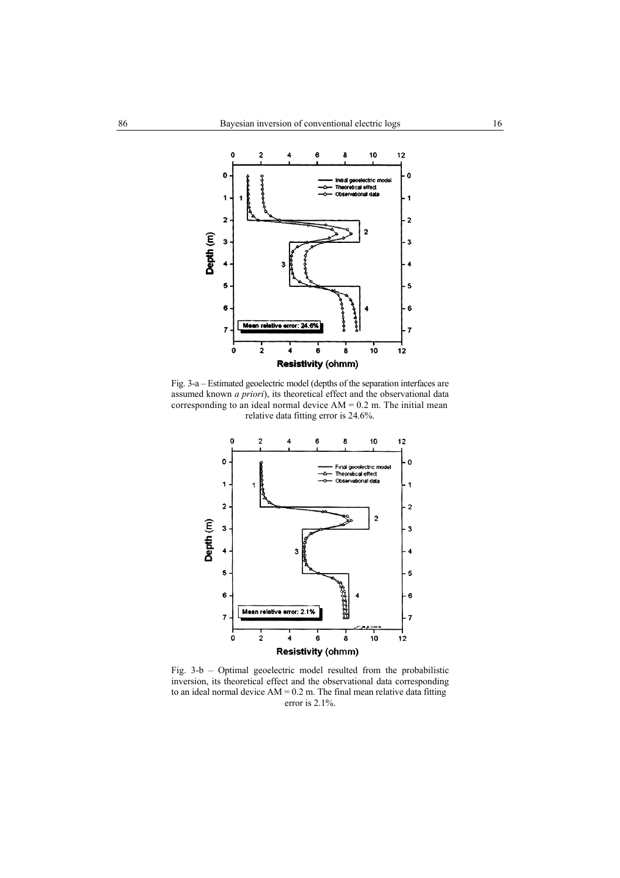Fig. 3-a – Estimated geoelectric model (depths of the separation interfaces are assumed known *a priori*), its theoretical effect and the observational data corresponding to an ideal normal device AM = 0.2 m. The initial mean relative data fitting error is 24.6%.

Fig. 3-b – Optimal geoelectric model resulted from the probabilistic inversion, its theoretical effect and the observational data corresponding to an ideal normal device AM = 0.2 m. The final mean relative data fitting error is 2.1%.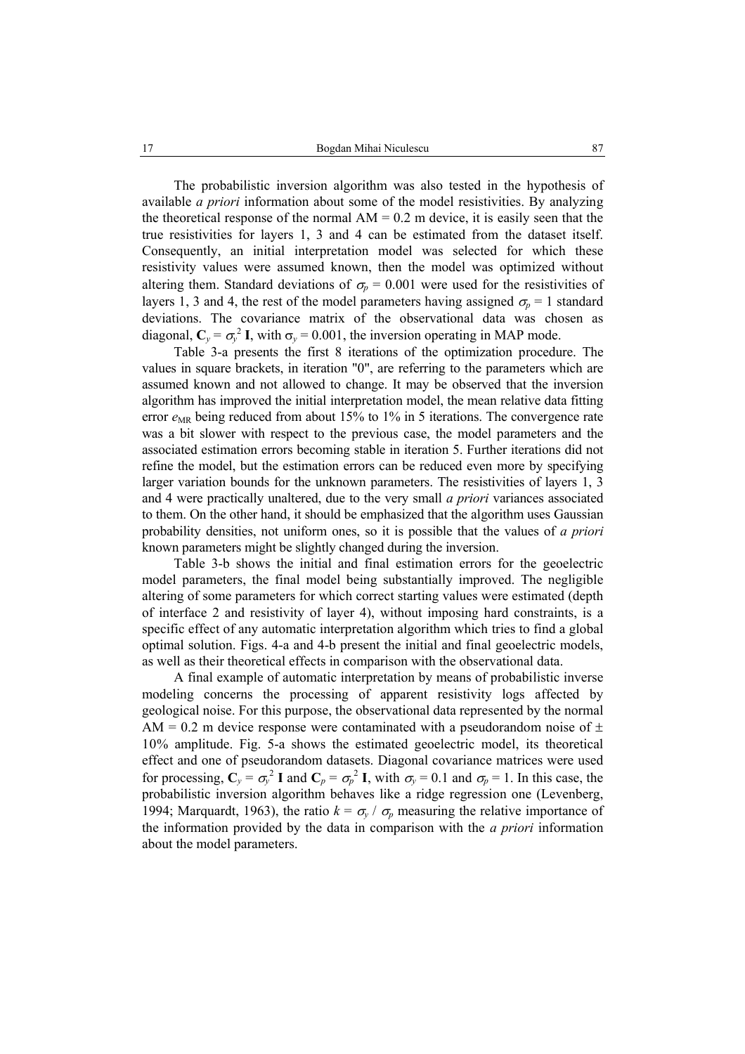The probabilistic inversion algorithm was also tested in the hypothesis of available *a priori* information about some of the model resistivities. By analyzing the theoretical response of the normal AM = 0.2 m device, it is easily seen that the true resistivities for layers 1, 3 and 4 can be estimated from the dataset itself. Consequently, an initial interpretation model was selected for which these resistivity values were assumed known, then the model was optimized without altering them. Standard deviations of $\sigma_p = 0.001$ were used for the resistivities of layers 1, 3 and 4, the rest of the model parameters having assigned $\sigma_p = 1$ standard deviations. The covariance matrix of the observational data was chosen as diagonal, $\mathbf{C}_y = \sigma_y^2\,\mathbf{I}$, with $\sigma_y = 0.001$, the inversion operating in MAP mode.

Table 3-a presents the first 8 iterations of the optimization procedure. The values in square brackets, in iteration "0", are referring to the parameters which are assumed known and not allowed to change. It may be observed that the inversion algorithm has improved the initial interpretation model, the mean relative data fitting error $e_{\mathrm{MR}}$ being reduced from about 15% to 1% in 5 iterations. The convergence rate was a bit slower with respect to the previous case, the model parameters and the associated estimation errors becoming stable in iteration 5. Further iterations did not refine the model, but the estimation errors can be reduced even more by specifying larger variation bounds for the unknown parameters. The resistivities of layers 1, 3 and 4 were practically unaltered, due to the very small *a priori* variances associated to them. On the other hand, it should be emphasized that the algorithm uses Gaussian probability densities, not uniform ones, so it is possible that the values of *a priori* known parameters might be slightly changed during the inversion.

Table 3-b shows the initial and final estimation errors for the geoelectric model parameters, the final model being substantially improved. The negligible altering of some parameters for which correct starting values were estimated (depth of interface 2 and resistivity of layer 4), without imposing hard constraints, is a specific effect of any automatic interpretation algorithm which tries to find a global optimal solution. Figs. 4-a and 4-b present the initial and final geoelectric models, as well as their theoretical effects in comparison with the observational data.

A final example of automatic interpretation by means of probabilistic inverse modeling concerns the processing of apparent resistivity logs affected by geological noise. For this purpose, the observational data represented by the normal AM = 0.2 m device response were contaminated with a pseudorandom noise of ± 10% amplitude. Fig. 5-a shows the estimated geoelectric model, its theoretical effect and one of pseudorandom datasets. Diagonal covariance matrices were used for processing, $\mathbf{C}_y = \sigma_y^2\,\mathbf{I}$ and $\mathbf{C}_p = \sigma_p^2\,\mathbf{I}$, with $\sigma_y = 0.1$ and $\sigma_p = 1$. In this case, the probabilistic inversion algorithm behaves like a ridge regression one (Levenberg, 1994; Marquardt, 1963), the ratio $k = \sigma_y / \sigma_p$ measuring the relative importance of the information provided by the data in comparison with the *a priori* information about the model parameters.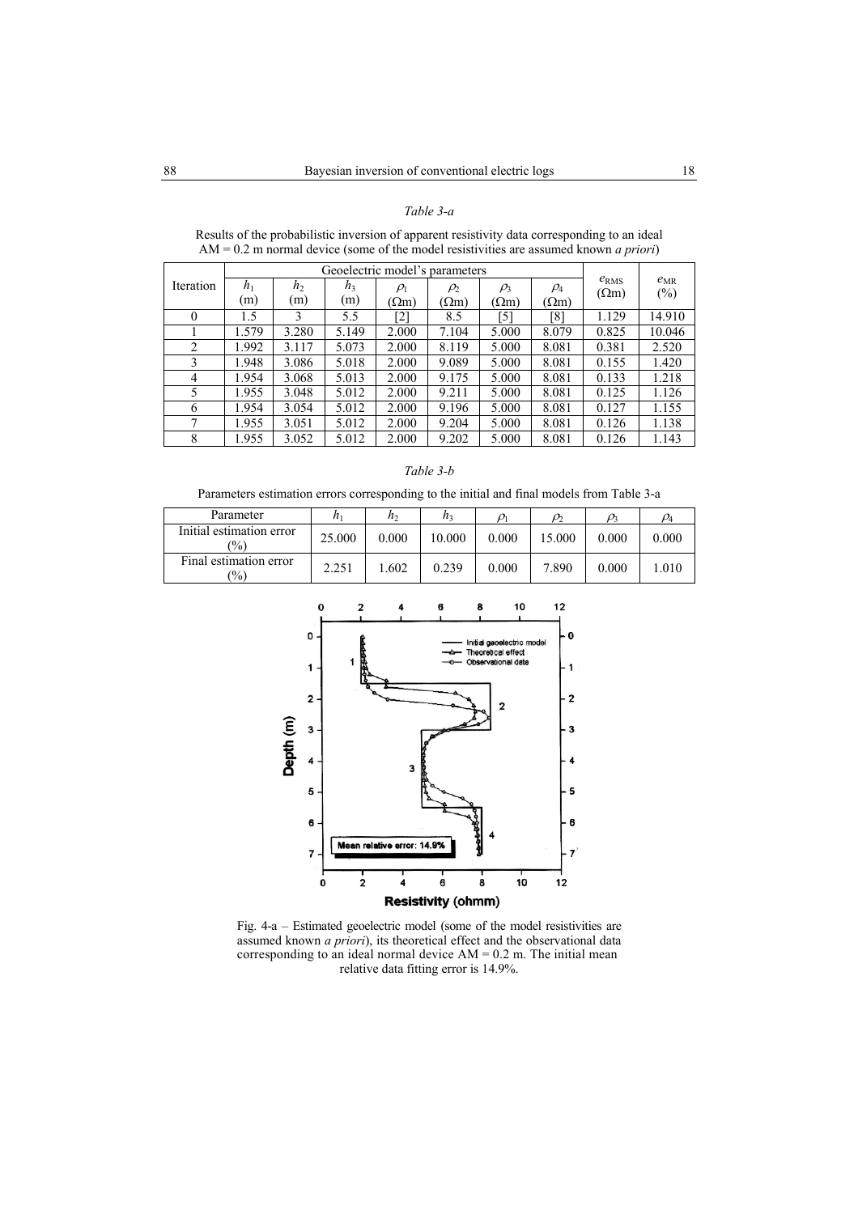*Table 3-a*

Results of the probabilistic inversion of apparent resistivity data corresponding to an ideal AM = 0.2 m normal device (some of the model resistivities are assumed known *a priori*)

| Iteration | Geoelectric model's parameters | | | | | | | $e_{RMS}$ ($\Omega$m) | $e_{MR}$ (%) |
|---|---|---|---|---|---|---|---|---|---|
| | $h_1$ (m) | $h_2$ (m) | $h_3$ (m) | $\rho_1$ ($\Omega$m) | $\rho_2$ ($\Omega$m) | $\rho_3$ ($\Omega$m) | $\rho_4$ ($\Omega$m) | | |
| 0 | 1.5 | 3 | 5.5 | [2] | 8.5 | [5] | [8] | 1.129 | 14.910 |
| 1 | 1.579 | 3.280 | 5.149 | 2.000 | 7.104 | 5.000 | 8.079 | 0.825 | 10.046 |
| 2 | 1.992 | 3.117 | 5.073 | 2.000 | 8.119 | 5.000 | 8.081 | 0.381 | 2.520 |
| 3 | 1.948 | 3.086 | 5.018 | 2.000 | 9.089 | 5.000 | 8.081 | 0.155 | 1.420 |
| 4 | 1.954 | 3.068 | 5.013 | 2.000 | 9.175 | 5.000 | 8.081 | 0.133 | 1.218 |
| 5 | 1.955 | 3.048 | 5.012 | 2.000 | 9.211 | 5.000 | 8.081 | 0.125 | 1.126 |
| 6 | 1.954 | 3.054 | 5.012 | 2.000 | 9.196 | 5.000 | 8.081 | 0.127 | 1.155 |
| 7 | 1.955 | 3.051 | 5.012 | 2.000 | 9.204 | 5.000 | 8.081 | 0.126 | 1.138 |
| 8 | 1.955 | 3.052 | 5.012 | 2.000 | 9.202 | 5.000 | 8.081 | 0.126 | 1.143 |

*Table 3-b*

Parameters estimation errors corresponding to the initial and final models from Table 3-a

| Parameter | $h_1$ | $h_2$ | $h_3$ | $\rho_1$ | $\rho_2$ | $\rho_3$ | $\rho_4$ |
|---|---|---|---|---|---|---|---|
| Initial estimation error (%) | 25.000 | 0.000 | 10.000 | 0.000 | 15.000 | 0.000 | 0.000 |
| Final estimation error (%) | 2.251 | 1.602 | 0.239 | 0.000 | 7.890 | 0.000 | 1.010 |

Fig. 4-a – Estimated geoelectric model (some of the model resistivities are assumed known *a priori*), its theoretical effect and the observational data corresponding to an ideal normal device AM = 0.2 m. The initial mean relative data fitting error is 14.9%.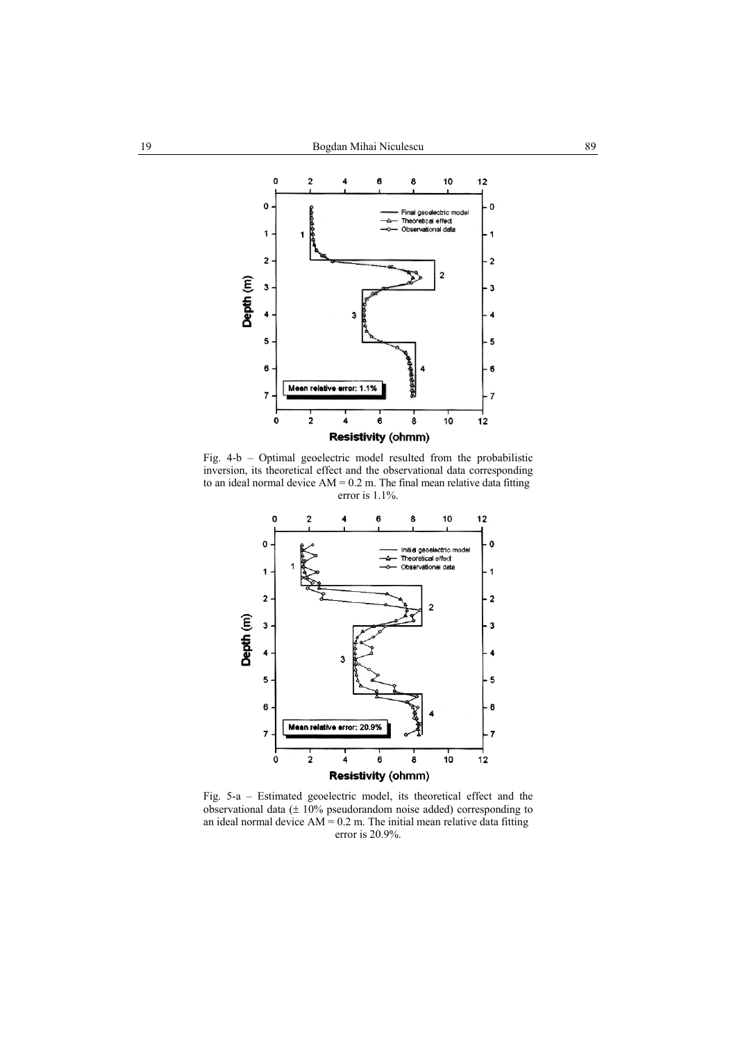Fig. 4-b – Optimal geoelectric model resulted from the probabilistic inversion, its theoretical effect and the observational data corresponding to an ideal normal device AM = 0.2 m. The final mean relative data fitting error is 1.1%.

Fig. 5-a – Estimated geoelectric model, its theoretical effect and the observational data (± 10% pseudorandom noise added) corresponding to an ideal normal device AM = 0.2 m. The initial mean relative data fitting error is 20.9%.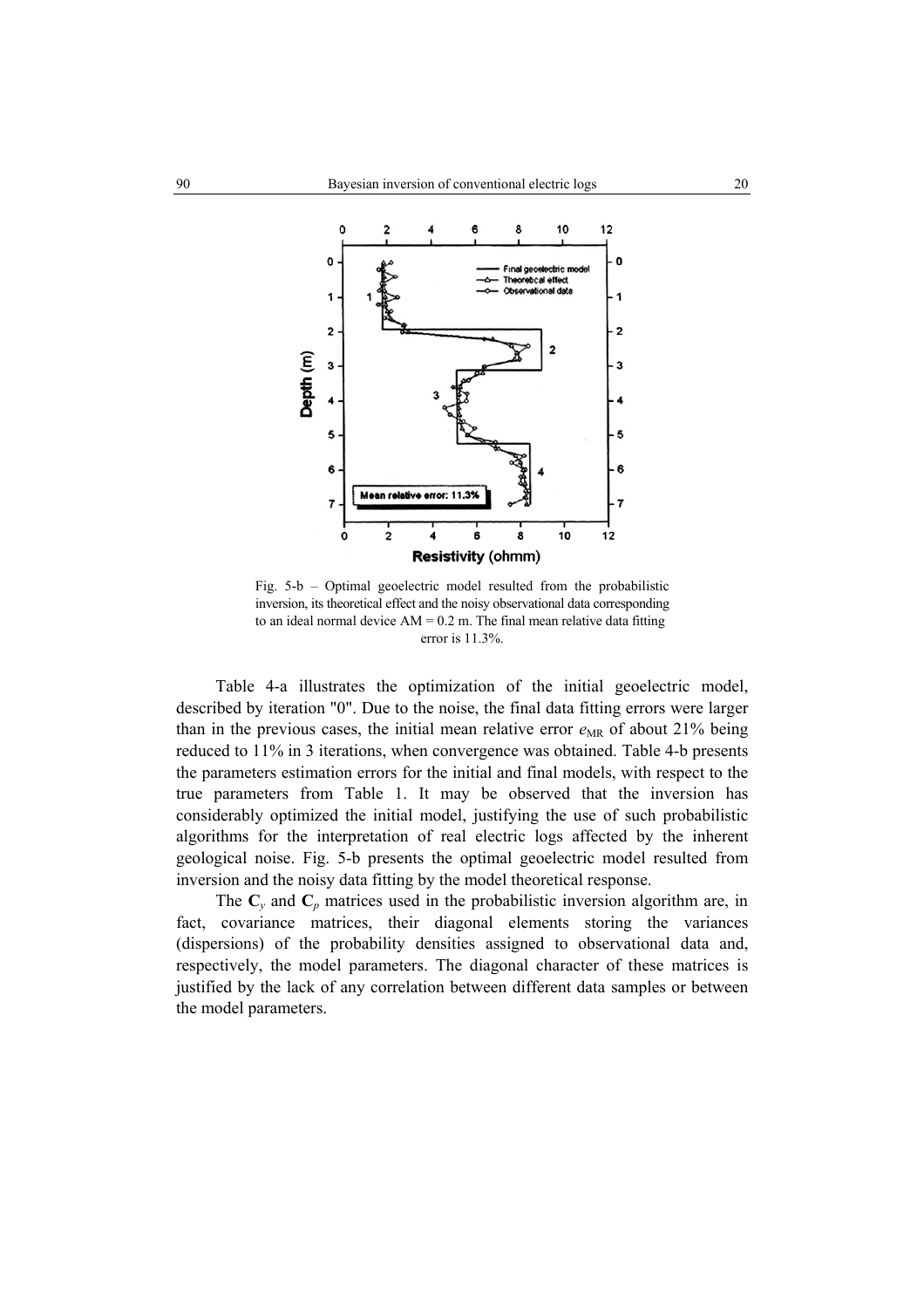Fig. 5-b – Optimal geoelectric model resulted from the probabilistic inversion, its theoretical effect and the noisy observational data corresponding to an ideal normal device AM = 0.2 m. The final mean relative data fitting error is 11.3%.

Table 4-a illustrates the optimization of the initial geoelectric model, described by iteration "0". Due to the noise, the final data fitting errors were larger than in the previous cases, the initial mean relative error $e_{\mathrm{MR}}$ of about 21% being reduced to 11% in 3 iterations, when convergence was obtained. Table 4-b presents the parameters estimation errors for the initial and final models, with respect to the true parameters from Table 1. It may be observed that the inversion has considerably optimized the initial model, justifying the use of such probabilistic algorithms for the interpretation of real electric logs affected by the inherent geological noise. Fig. 5-b presents the optimal geoelectric model resulted from inversion and the noisy data fitting by the model theoretical response.

The $\mathbf{C}_y$ and $\mathbf{C}_p$ matrices used in the probabilistic inversion algorithm are, in fact, covariance matrices, their diagonal elements storing the variances (dispersions) of the probability densities assigned to observational data and, respectively, the model parameters. The diagonal character of these matrices is justified by the lack of any correlation between different data samples or between the model parameters.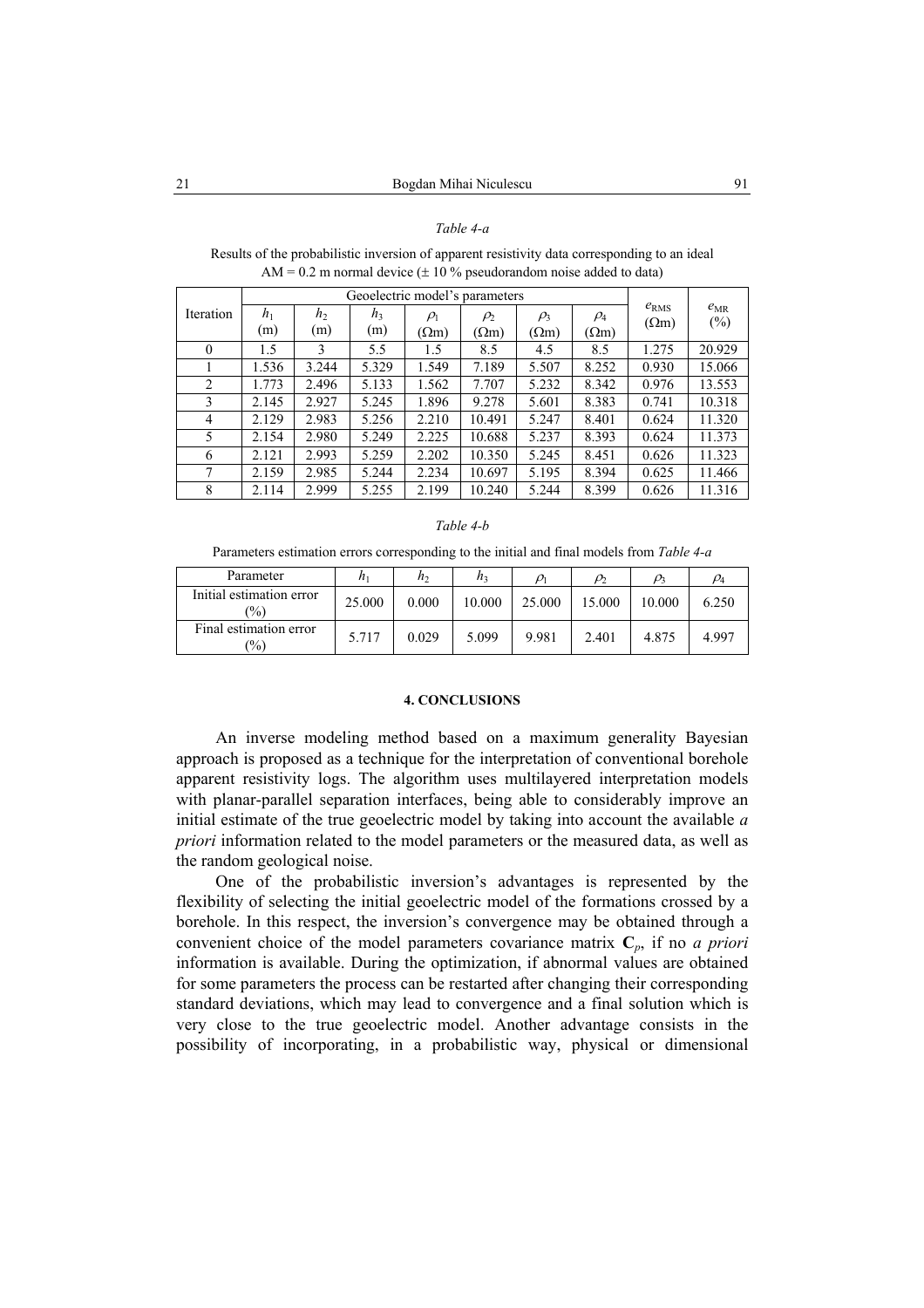*Table 4-a*

Results of the probabilistic inversion of apparent resistivity data corresponding to an ideal AM = 0.2 m normal device (± 10 % pseudorandom noise added to data)

| Iteration | Geoelectric model's parameters | | | | | | | $e_{RMS}$ (Ωm) | $e_{MR}$ (%) |
|---|---|---|---|---|---|---|---|---|---|
| | $h_1$ (m) | $h_2$ (m) | $h_3$ (m) | $\rho_1$ (Ωm) | $\rho_2$ (Ωm) | $\rho_3$ (Ωm) | $\rho_4$ (Ωm) | | |
| 0 | 1.5 | 3 | 5.5 | 1.5 | 8.5 | 4.5 | 8.5 | 1.275 | 20.929 |
| 1 | 1.536 | 3.244 | 5.329 | 1.549 | 7.189 | 5.507 | 8.252 | 0.930 | 15.066 |
| 2 | 1.773 | 2.496 | 5.133 | 1.562 | 7.707 | 5.232 | 8.342 | 0.976 | 13.553 |
| 3 | 2.145 | 2.927 | 5.245 | 1.896 | 9.278 | 5.601 | 8.383 | 0.741 | 10.318 |
| 4 | 2.129 | 2.983 | 5.256 | 2.210 | 10.491 | 5.247 | 8.401 | 0.624 | 11.320 |
| 5 | 2.154 | 2.980 | 5.249 | 2.225 | 10.688 | 5.237 | 8.393 | 0.624 | 11.373 |
| 6 | 2.121 | 2.993 | 5.259 | 2.202 | 10.350 | 5.245 | 8.451 | 0.626 | 11.323 |
| 7 | 2.159 | 2.985 | 5.244 | 2.234 | 10.697 | 5.195 | 8.394 | 0.625 | 11.466 |
| 8 | 2.114 | 2.999 | 5.255 | 2.199 | 10.240 | 5.244 | 8.399 | 0.626 | 11.316 |

*Table 4-b*

Parameters estimation errors corresponding to the initial and final models from *Table 4-a*

| Parameter | $h_1$ | $h_2$ | $h_3$ | $\rho_1$ | $\rho_2$ | $\rho_3$ | $\rho_4$ |
|---|---|---|---|---|---|---|---|
| Initial estimation error (%) | 25.000 | 0.000 | 10.000 | 25.000 | 15.000 | 10.000 | 6.250 |
| Final estimation error (%) | 5.717 | 0.029 | 5.099 | 9.981 | 2.401 | 4.875 | 4.997 |

## 4. CONCLUSIONS

An inverse modeling method based on a maximum generality Bayesian approach is proposed as a technique for the interpretation of conventional borehole apparent resistivity logs. The algorithm uses multilayered interpretation models with planar-parallel separation interfaces, being able to considerably improve an initial estimate of the true geoelectric model by taking into account the available *a priori* information related to the model parameters or the measured data, as well as the random geological noise.

One of the probabilistic inversion's advantages is represented by the flexibility of selecting the initial geoelectric model of the formations crossed by a borehole. In this respect, the inversion's convergence may be obtained through a convenient choice of the model parameters covariance matrix $\mathbf{C}_p$, if no *a priori* information is available. During the optimization, if abnormal values are obtained for some parameters the process can be restarted after changing their corresponding standard deviations, which may lead to convergence and a final solution which is very close to the true geoelectric model. Another advantage consists in the possibility of incorporating, in a probabilistic way, physical or dimensional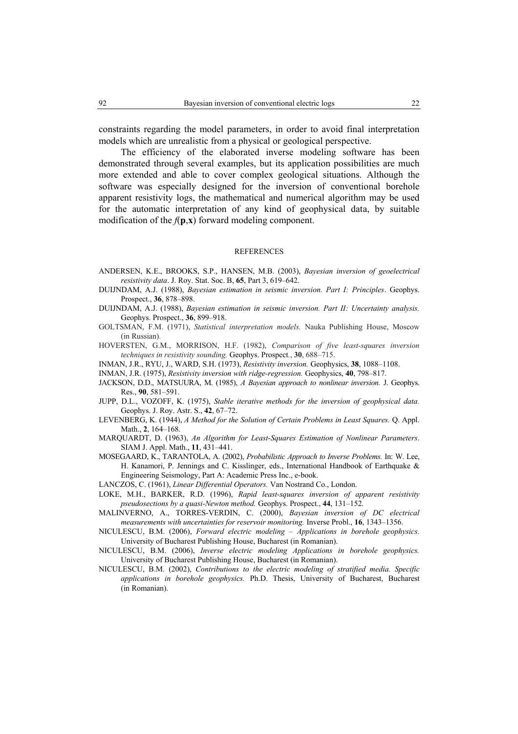constraints regarding the model parameters, in order to avoid final interpretation models which are unrealistic from a physical or geological perspective.

The efficiency of the elaborated inverse modeling software has been demonstrated through several examples, but its application possibilities are much more extended and able to cover complex geological situations. Although the software was especially designed for the inversion of conventional borehole apparent resistivity logs, the mathematical and numerical algorithm may be used for the automatic interpretation of any kind of geophysical data, by suitable modification of the $f(\mathbf{p},\mathbf{x})$ forward modeling component.

## REFERENCES

ANDERSEN, K.E., BROOKS, S.P., HANSEN, M.B. (2003), *Bayesian inversion of geoelectrical resistivity data*. J. Roy. Stat. Soc. B, **65**, Part 3, 619–642.

DUIJNDAM, A.J. (1988), *Bayesian estimation in seismic inversion. Part I: Principles*. Geophys. Prospect., **36**, 878–898.

DUIJNDAM, A.J. (1988), *Bayesian estimation in seismic inversion. Part II: Uncertainty analysis.* Geophys. Prospect., **36**, 899–918.

GOLTSMAN, F.M. (1971), *Statistical interpretation models.* Nauka Publishing House, Moscow (in Russian).

HOVERSTEN, G.M., MORRISON, H.F. (1982), *Comparison of five least-squares inversion techniques in resistivity sounding.* Geophys. Prospect., **30**, 688–715.

INMAN, J.R., RYU, J., WARD, S.H. (1973), *Resistivity inversion.* Geophysics, **38**, 1088–1108.

INMAN, J.R. (1975), *Resistivity inversion with ridge-regression.* Geophysics, **40**, 798–817.

JACKSON, D.D., MATSUURA, M. (1985), *A Bayesian approach to nonlinear inversion.* J. Geophys. Res., **90**, 581–591.

JUPP, D.L., VOZOFF, K. (1975), *Stable iterative methods for the inversion of geophysical data.* Geophys. J. Roy. Astr. S., **42**, 67–72.

LEVENBERG, K. (1944), *A Method for the Solution of Certain Problems in Least Squares.* Q. Appl. Math., **2**, 164–168.

MARQUARDT, D. (1963), *An Algorithm for Least-Squares Estimation of Nonlinear Parameters*. SIAM J. Appl. Math., **11**, 431–441.

MOSEGAARD, K., TARANTOLA, A. (2002), *Probabilistic Approach to Inverse Problems.* In: W. Lee, H. Kanamori, P. Jennings and C. Kisslinger, eds., International Handbook of Earthquake & Engineering Seismology, Part A: Academic Press Inc., e-book.

LANCZOS, C. (1961), *Linear Differential Operators.* Van Nostrand Co., London.

LOKE, M.H., BARKER, R.D. (1996), *Rapid least-squares inversion of apparent resistivity pseudosections by a quasi-Newton method.* Geophys. Prospect., **44**, 131–152.

MALINVERNO, A., TORRES-VERDIN, C. (2000), *Bayesian inversion of DC electrical measurements with uncertainties for reservoir monitoring.* Inverse Probl., **16**, 1343–1356.

NICULESCU, B.M. (2006), *Forward electric modeling – Applications in borehole geophysics.* University of Bucharest Publishing House, Bucharest (in Romanian).

NICULESCU, B.M. (2006), *Inverse electric modeling Applications in borehole geophysics.* University of Bucharest Publishing House, Bucharest (in Romanian).

NICULESCU, B.M. (2002), *Contributions to the electric modeling of stratified media. Specific applications in borehole geophysics.* Ph.D. Thesis, University of Bucharest, Bucharest (in Romanian).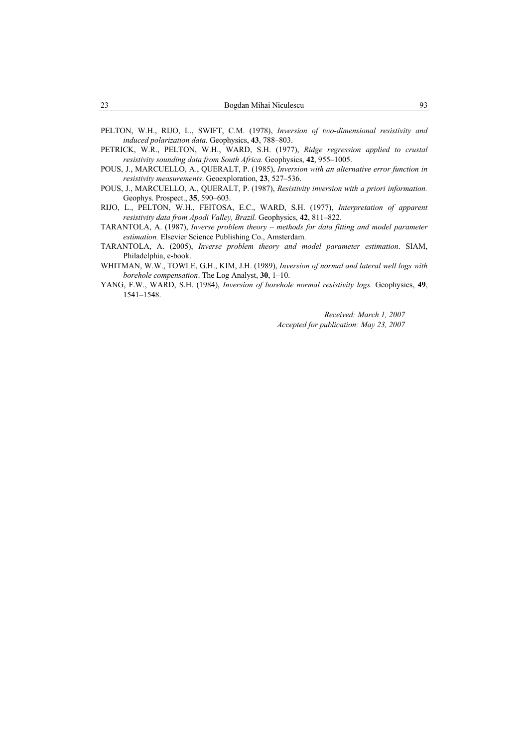PELTON, W.H., RIJO, L., SWIFT, C.M. (1978), *Inversion of two-dimensional resistivity and induced polarization data.* Geophysics, **43**, 788–803.

PETRICK, W.R., PELTON, W.H., WARD, S.H. (1977), *Ridge regression applied to crustal resistivity sounding data from South Africa.* Geophysics, **42**, 955–1005.

POUS, J., MARCUELLO, A., QUERALT, P. (1985), *Inversion with an alternative error function in resistivity measurements*. Geoexploration, **23**, 527–536.

POUS, J., MARCUELLO, A., QUERALT, P. (1987), *Resistivity inversion with a priori information.* Geophys. Prospect., **35**, 590–603.

RIJO, L., PELTON, W.H., FEITOSA, E.C., WARD, S.H. (1977), *Interpretation of apparent resistivity data from Apodi Valley, Brazil.* Geophysics, **42**, 811–822.

TARANTOLA, A. (1987), *Inverse problem theory – methods for data fitting and model parameter estimation.* Elsevier Science Publishing Co., Amsterdam.

TARANTOLA, A. (2005), *Inverse problem theory and model parameter estimation*. SIAM, Philadelphia, e-book.

WHITMAN, W.W., TOWLE, G.H., KIM, J.H. (1989), *Inversion of normal and lateral well logs with borehole compensation*. The Log Analyst, **30**, 1–10.

YANG, F.W., WARD, S.H. (1984), *Inversion of borehole normal resistivity logs.* Geophysics, **49**, 1541–1548.

*Received: March 1, 2007*
*Accepted for publication: May 23, 2007*